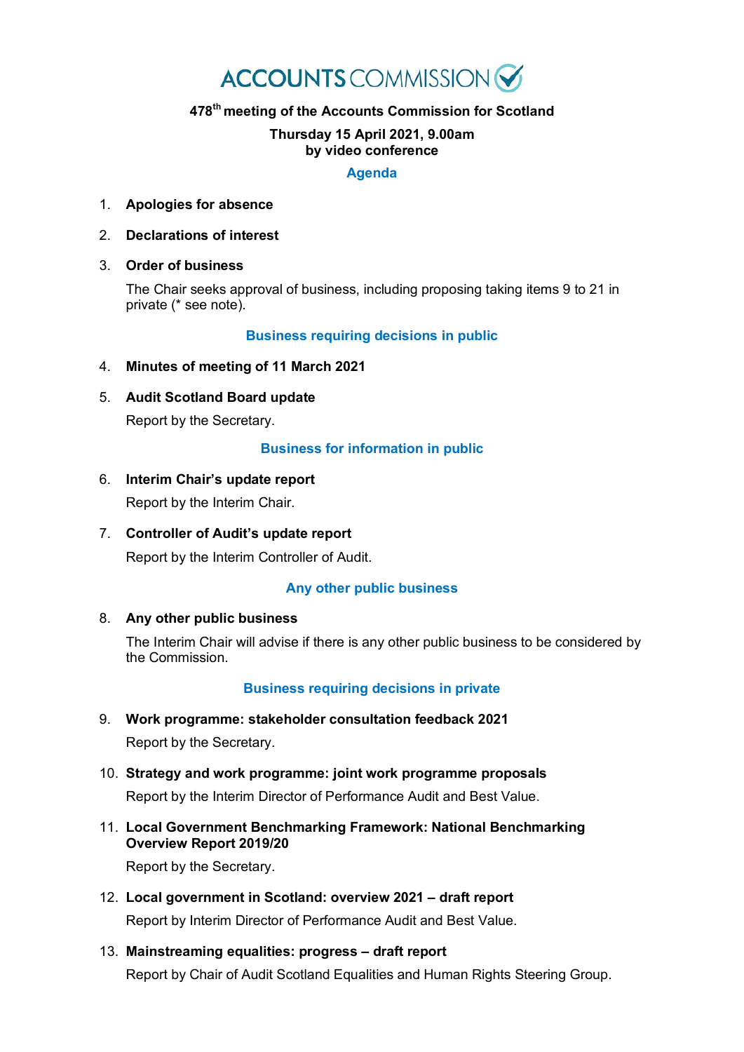# ACCOUNTS COMMISSION

**478th meeting of the Accounts Commission for Scotland**

**Thursday 15 April 2021, 9.00am**
**by video conference**

## Agenda

1. **Apologies for absence**

2. **Declarations of interest**

3. **Order of business**

   The Chair seeks approval of business, including proposing taking items 9 to 21 in private (* see note).

### Business requiring decisions in public

4. **Minutes of meeting of 11 March 2021**

5. **Audit Scotland Board update**

   Report by the Secretary.

### Business for information in public

6. **Interim Chair's update report**

   Report by the Interim Chair.

7. **Controller of Audit's update report**

   Report by the Interim Controller of Audit.

### Any other public business

8. **Any other public business**

   The Interim Chair will advise if there is any other public business to be considered by the Commission.

### Business requiring decisions in private

9. **Work programme: stakeholder consultation feedback 2021**

   Report by the Secretary.

10. **Strategy and work programme: joint work programme proposals**

    Report by the Interim Director of Performance Audit and Best Value.

11. **Local Government Benchmarking Framework: National Benchmarking Overview Report 2019/20**

    Report by the Secretary.

12. **Local government in Scotland: overview 2021 – draft report**

    Report by Interim Director of Performance Audit and Best Value.

13. **Mainstreaming equalities: progress – draft report**

    Report by Chair of Audit Scotland Equalities and Human Rights Steering Group.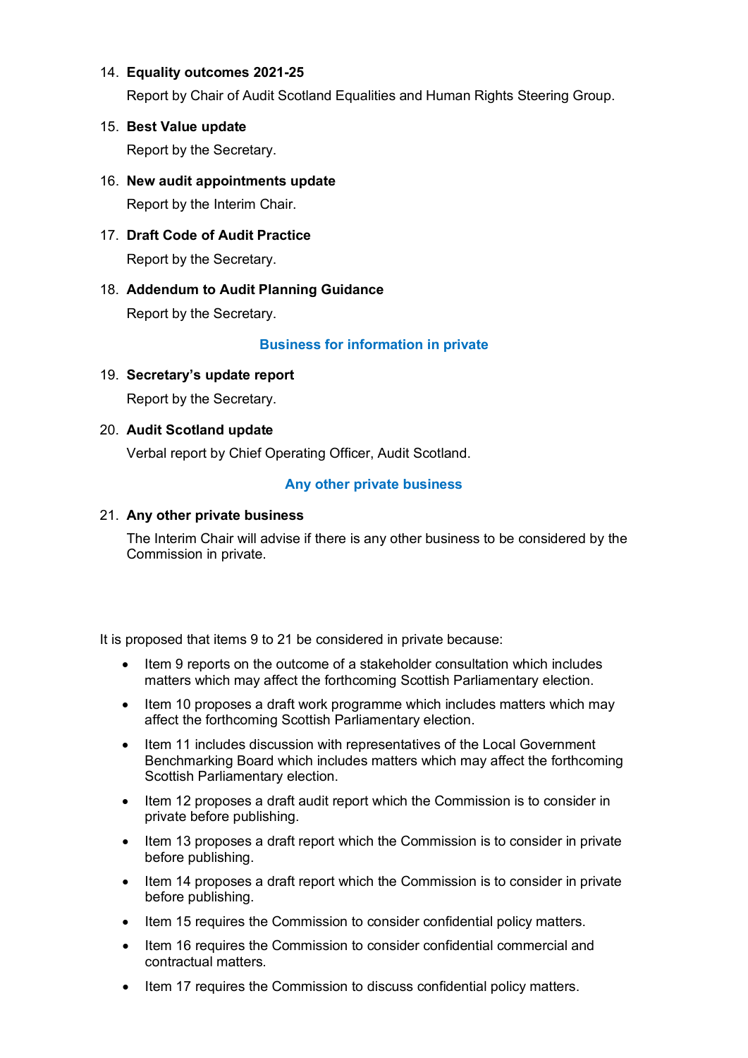14. **Equality outcomes 2021-25**

    Report by Chair of Audit Scotland Equalities and Human Rights Steering Group.

15. **Best Value update**

    Report by the Secretary.

16. **New audit appointments update**

    Report by the Interim Chair.

17. **Draft Code of Audit Practice**

    Report by the Secretary.

18. **Addendum to Audit Planning Guidance**

    Report by the Secretary.

## Business for information in private

19. **Secretary's update report**

    Report by the Secretary.

20. **Audit Scotland update**

    Verbal report by Chief Operating Officer, Audit Scotland.

## Any other private business

21. **Any other private business**

    The Interim Chair will advise if there is any other business to be considered by the Commission in private.

It is proposed that items 9 to 21 be considered in private because:

- Item 9 reports on the outcome of a stakeholder consultation which includes matters which may affect the forthcoming Scottish Parliamentary election.
- Item 10 proposes a draft work programme which includes matters which may affect the forthcoming Scottish Parliamentary election.
- Item 11 includes discussion with representatives of the Local Government Benchmarking Board which includes matters which may affect the forthcoming Scottish Parliamentary election.
- Item 12 proposes a draft audit report which the Commission is to consider in private before publishing.
- Item 13 proposes a draft report which the Commission is to consider in private before publishing.
- Item 14 proposes a draft report which the Commission is to consider in private before publishing.
- Item 15 requires the Commission to consider confidential policy matters.
- Item 16 requires the Commission to consider confidential commercial and contractual matters.
- Item 17 requires the Commission to discuss confidential policy matters.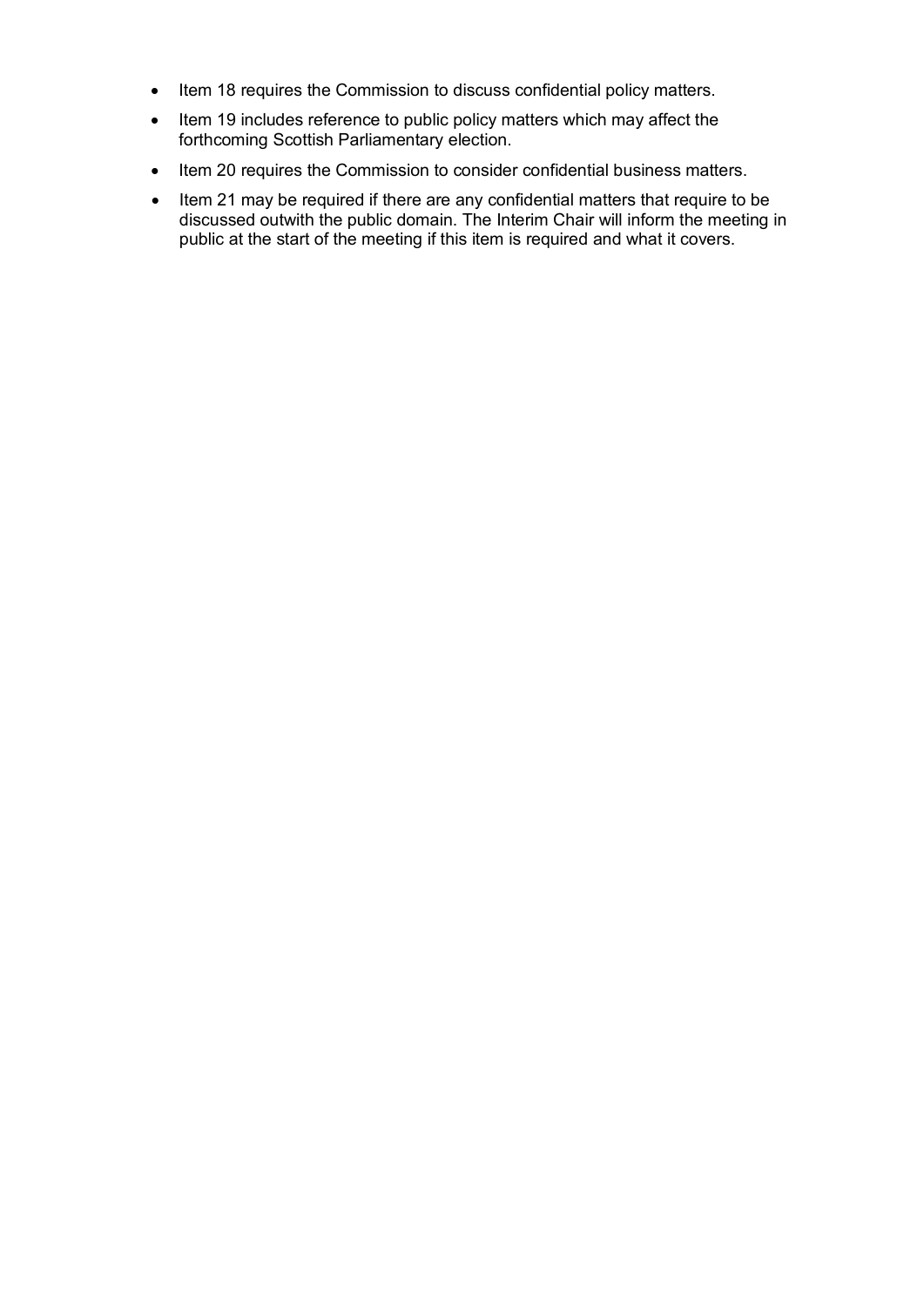- Item 18 requires the Commission to discuss confidential policy matters.
- Item 19 includes reference to public policy matters which may affect the forthcoming Scottish Parliamentary election.
- Item 20 requires the Commission to consider confidential business matters.
- Item 21 may be required if there are any confidential matters that require to be discussed outwith the public domain. The Interim Chair will inform the meeting in public at the start of the meeting if this item is required and what it covers.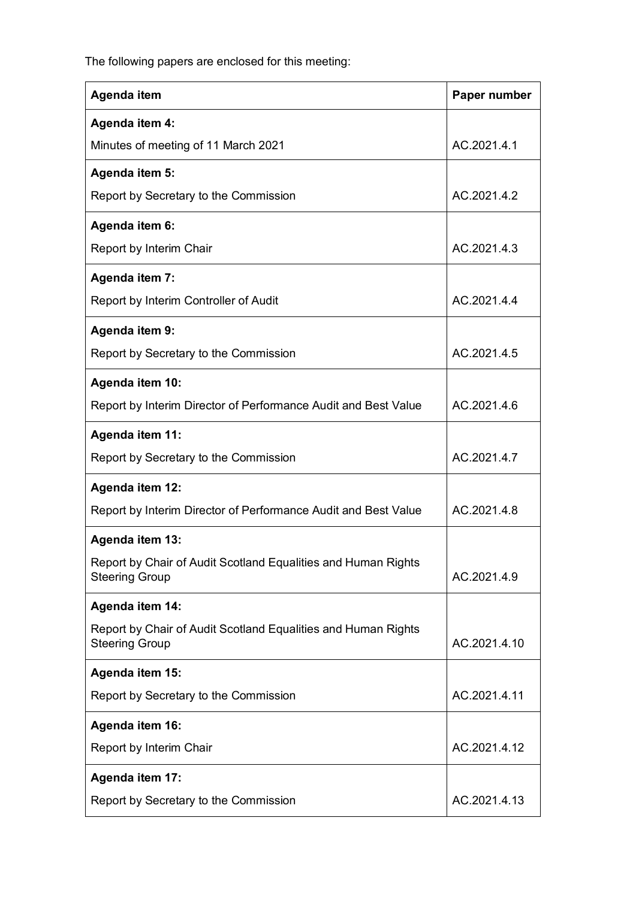The following papers are enclosed for this meeting:

| Agenda item | Paper number |
| --- | --- |
| **Agenda item 4:** Minutes of meeting of 11 March 2021 | AC.2021.4.1 |
| **Agenda item 5:** Report by Secretary to the Commission | AC.2021.4.2 |
| **Agenda item 6:** Report by Interim Chair | AC.2021.4.3 |
| **Agenda item 7:** Report by Interim Controller of Audit | AC.2021.4.4 |
| **Agenda item 9:** Report by Secretary to the Commission | AC.2021.4.5 |
| **Agenda item 10:** Report by Interim Director of Performance Audit and Best Value | AC.2021.4.6 |
| **Agenda item 11:** Report by Secretary to the Commission | AC.2021.4.7 |
| **Agenda item 12:** Report by Interim Director of Performance Audit and Best Value | AC.2021.4.8 |
| **Agenda item 13:** Report by Chair of Audit Scotland Equalities and Human Rights Steering Group | AC.2021.4.9 |
| **Agenda item 14:** Report by Chair of Audit Scotland Equalities and Human Rights Steering Group | AC.2021.4.10 |
| **Agenda item 15:** Report by Secretary to the Commission | AC.2021.4.11 |
| **Agenda item 16:** Report by Interim Chair | AC.2021.4.12 |
| **Agenda item 17:** Report by Secretary to the Commission | AC.2021.4.13 |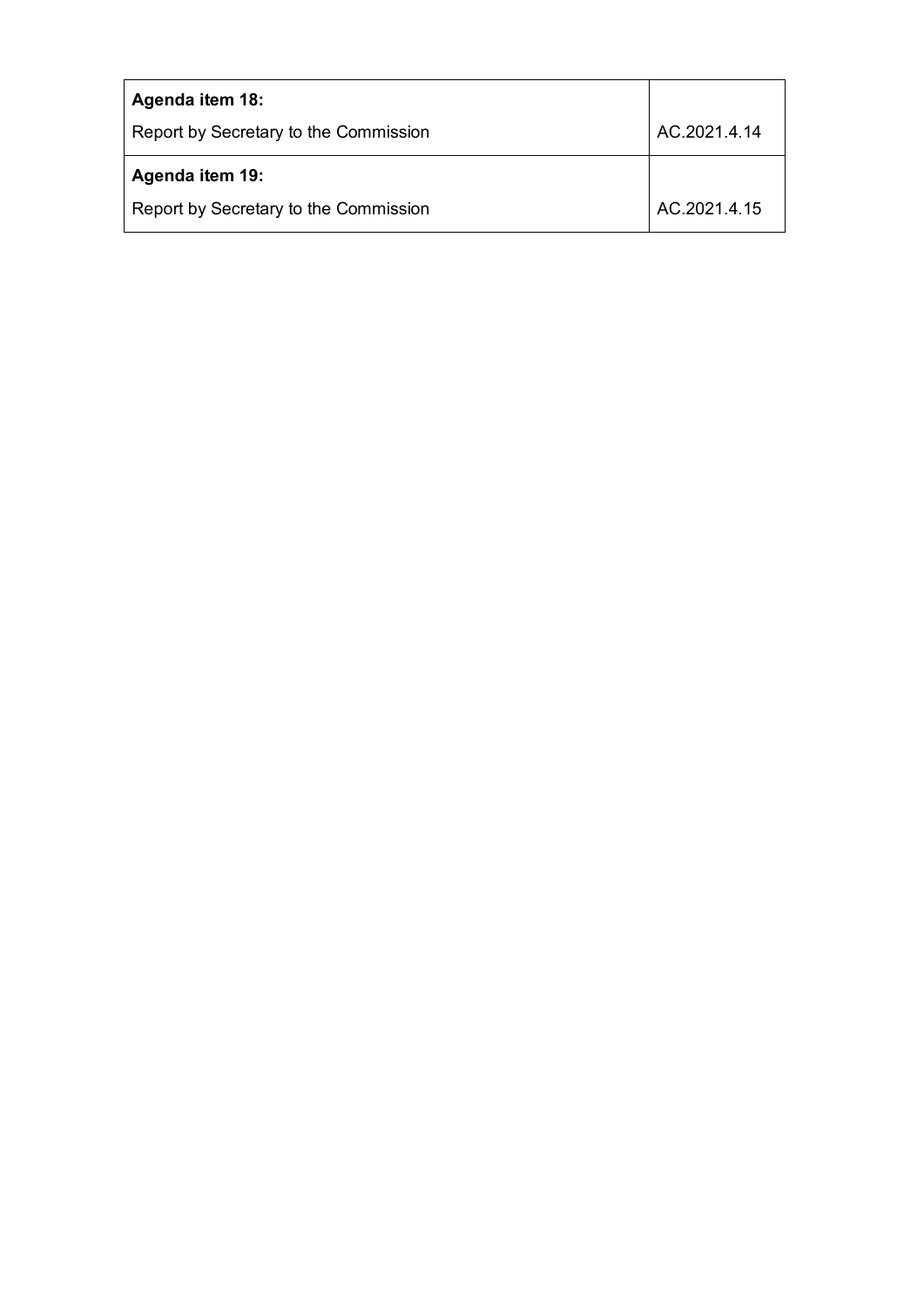| | |
|---|---|
| **Agenda item 18:**<br>Report by Secretary to the Commission | AC.2021.4.14 |
| **Agenda item 19:**<br>Report by Secretary to the Commission | AC.2021.4.15 |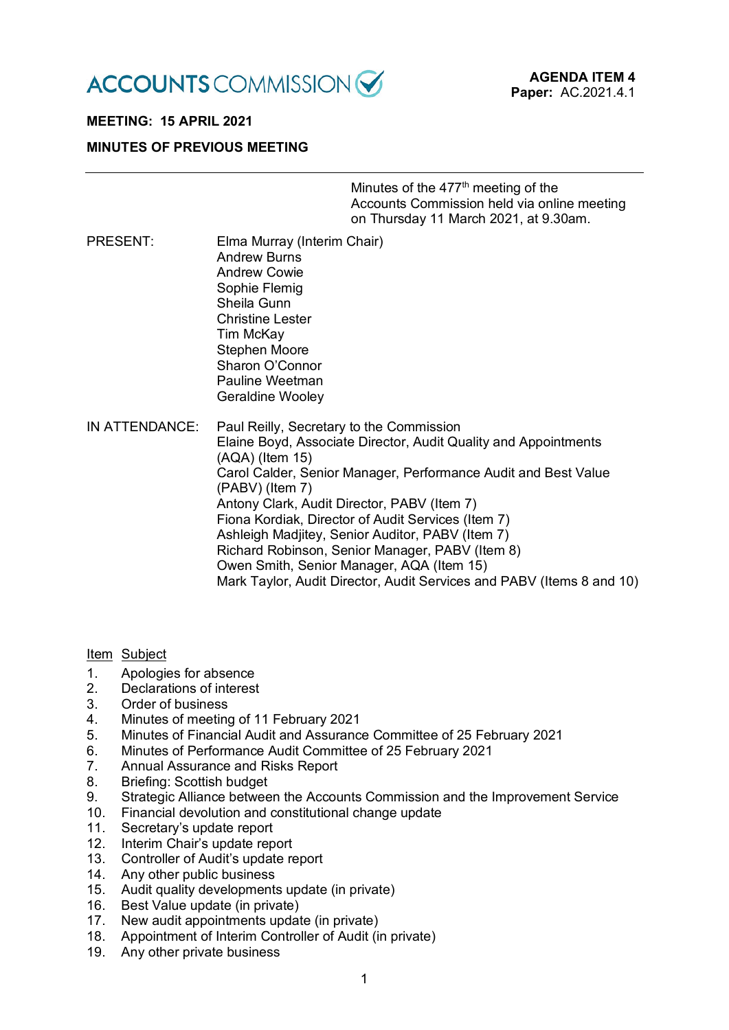ACCOUNTS COMMISSION

**AGENDA ITEM 4**
**Paper:** AC.2021.4.1

**MEETING: 15 APRIL 2021**

**MINUTES OF PREVIOUS MEETING**

---

Minutes of the 477th meeting of the Accounts Commission held via online meeting on Thursday 11 March 2021, at 9.30am.

| | |
|---|---|
| PRESENT: | Elma Murray (Interim Chair)<br>Andrew Burns<br>Andrew Cowie<br>Sophie Flemig<br>Sheila Gunn<br>Christine Lester<br>Tim McKay<br>Stephen Moore<br>Sharon O'Connor<br>Pauline Weetman<br>Geraldine Wooley |
| IN ATTENDANCE: | Paul Reilly, Secretary to the Commission<br>Elaine Boyd, Associate Director, Audit Quality and Appointments (AQA) (Item 15)<br>Carol Calder, Senior Manager, Performance Audit and Best Value (PABV) (Item 7)<br>Antony Clark, Audit Director, PABV (Item 7)<br>Fiona Kordiak, Director of Audit Services (Item 7)<br>Ashleigh Madjitey, Senior Auditor, PABV (Item 7)<br>Richard Robinson, Senior Manager, PABV (Item 8)<br>Owen Smith, Senior Manager, AQA (Item 15)<br>Mark Taylor, Audit Director, Audit Services and PABV (Items 8 and 10) |

| Item | Subject |
|---|---|
| 1. | Apologies for absence |
| 2. | Declarations of interest |
| 3. | Order of business |
| 4. | Minutes of meeting of 11 February 2021 |
| 5. | Minutes of Financial Audit and Assurance Committee of 25 February 2021 |
| 6. | Minutes of Performance Audit Committee of 25 February 2021 |
| 7. | Annual Assurance and Risks Report |
| 8. | Briefing: Scottish budget |
| 9. | Strategic Alliance between the Accounts Commission and the Improvement Service |
| 10. | Financial devolution and constitutional change update |
| 11. | Secretary's update report |
| 12. | Interim Chair's update report |
| 13. | Controller of Audit's update report |
| 14. | Any other public business |
| 15. | Audit quality developments update (in private) |
| 16. | Best Value update (in private) |
| 17. | New audit appointments update (in private) |
| 18. | Appointment of Interim Controller of Audit (in private) |
| 19. | Any other private business |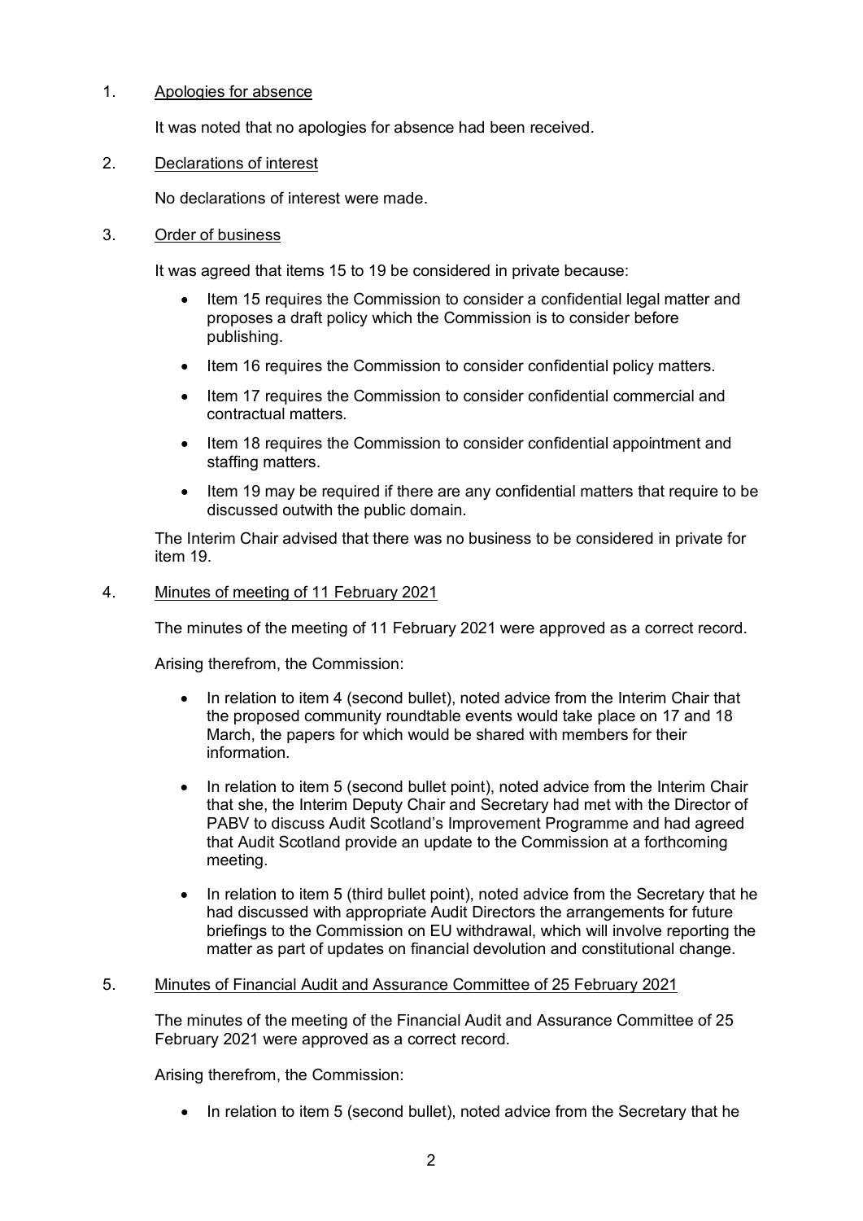1. Apologies for absence

   It was noted that no apologies for absence had been received.

2. Declarations of interest

   No declarations of interest were made.

3. Order of business

   It was agreed that items 15 to 19 be considered in private because:

   - Item 15 requires the Commission to consider a confidential legal matter and proposes a draft policy which the Commission is to consider before publishing.
   - Item 16 requires the Commission to consider confidential policy matters.
   - Item 17 requires the Commission to consider confidential commercial and contractual matters.
   - Item 18 requires the Commission to consider confidential appointment and staffing matters.
   - Item 19 may be required if there are any confidential matters that require to be discussed outwith the public domain.

   The Interim Chair advised that there was no business to be considered in private for item 19.

4. Minutes of meeting of 11 February 2021

   The minutes of the meeting of 11 February 2021 were approved as a correct record.

   Arising therefrom, the Commission:

   - In relation to item 4 (second bullet), noted advice from the Interim Chair that the proposed community roundtable events would take place on 17 and 18 March, the papers for which would be shared with members for their information.
   - In relation to item 5 (second bullet point), noted advice from the Interim Chair that she, the Interim Deputy Chair and Secretary had met with the Director of PABV to discuss Audit Scotland's Improvement Programme and had agreed that Audit Scotland provide an update to the Commission at a forthcoming meeting.
   - In relation to item 5 (third bullet point), noted advice from the Secretary that he had discussed with appropriate Audit Directors the arrangements for future briefings to the Commission on EU withdrawal, which will involve reporting the matter as part of updates on financial devolution and constitutional change.

5. Minutes of Financial Audit and Assurance Committee of 25 February 2021

   The minutes of the meeting of the Financial Audit and Assurance Committee of 25 February 2021 were approved as a correct record.

   Arising therefrom, the Commission:

   - In relation to item 5 (second bullet), noted advice from the Secretary that he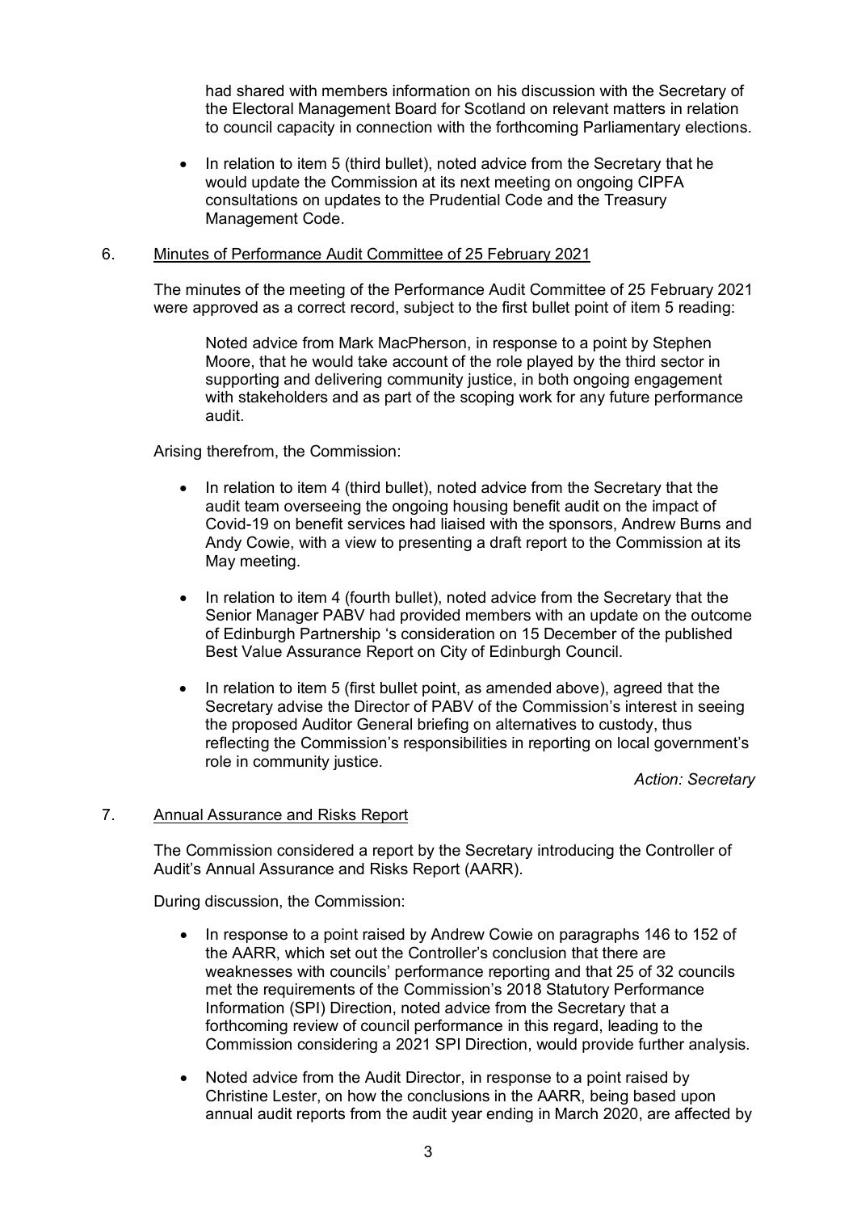had shared with members information on his discussion with the Secretary of the Electoral Management Board for Scotland on relevant matters in relation to council capacity in connection with the forthcoming Parliamentary elections.

- In relation to item 5 (third bullet), noted advice from the Secretary that he would update the Commission at its next meeting on ongoing CIPFA consultations on updates to the Prudential Code and the Treasury Management Code.

6. Minutes of Performance Audit Committee of 25 February 2021

The minutes of the meeting of the Performance Audit Committee of 25 February 2021 were approved as a correct record, subject to the first bullet point of item 5 reading:

> Noted advice from Mark MacPherson, in response to a point by Stephen Moore, that he would take account of the role played by the third sector in supporting and delivering community justice, in both ongoing engagement with stakeholders and as part of the scoping work for any future performance audit.

Arising therefrom, the Commission:

- In relation to item 4 (third bullet), noted advice from the Secretary that the audit team overseeing the ongoing housing benefit audit on the impact of Covid-19 on benefit services had liaised with the sponsors, Andrew Burns and Andy Cowie, with a view to presenting a draft report to the Commission at its May meeting.

- In relation to item 4 (fourth bullet), noted advice from the Secretary that the Senior Manager PABV had provided members with an update on the outcome of Edinburgh Partnership 's consideration on 15 December of the published Best Value Assurance Report on City of Edinburgh Council.

- In relation to item 5 (first bullet point, as amended above), agreed that the Secretary advise the Director of PABV of the Commission's interest in seeing the proposed Auditor General briefing on alternatives to custody, thus reflecting the Commission's responsibilities in reporting on local government's role in community justice.

*Action: Secretary*

7. Annual Assurance and Risks Report

The Commission considered a report by the Secretary introducing the Controller of Audit's Annual Assurance and Risks Report (AARR).

During discussion, the Commission:

- In response to a point raised by Andrew Cowie on paragraphs 146 to 152 of the AARR, which set out the Controller's conclusion that there are weaknesses with councils' performance reporting and that 25 of 32 councils met the requirements of the Commission's 2018 Statutory Performance Information (SPI) Direction, noted advice from the Secretary that a forthcoming review of council performance in this regard, leading to the Commission considering a 2021 SPI Direction, would provide further analysis.

- Noted advice from the Audit Director, in response to a point raised by Christine Lester, on how the conclusions in the AARR, being based upon annual audit reports from the audit year ending in March 2020, are affected by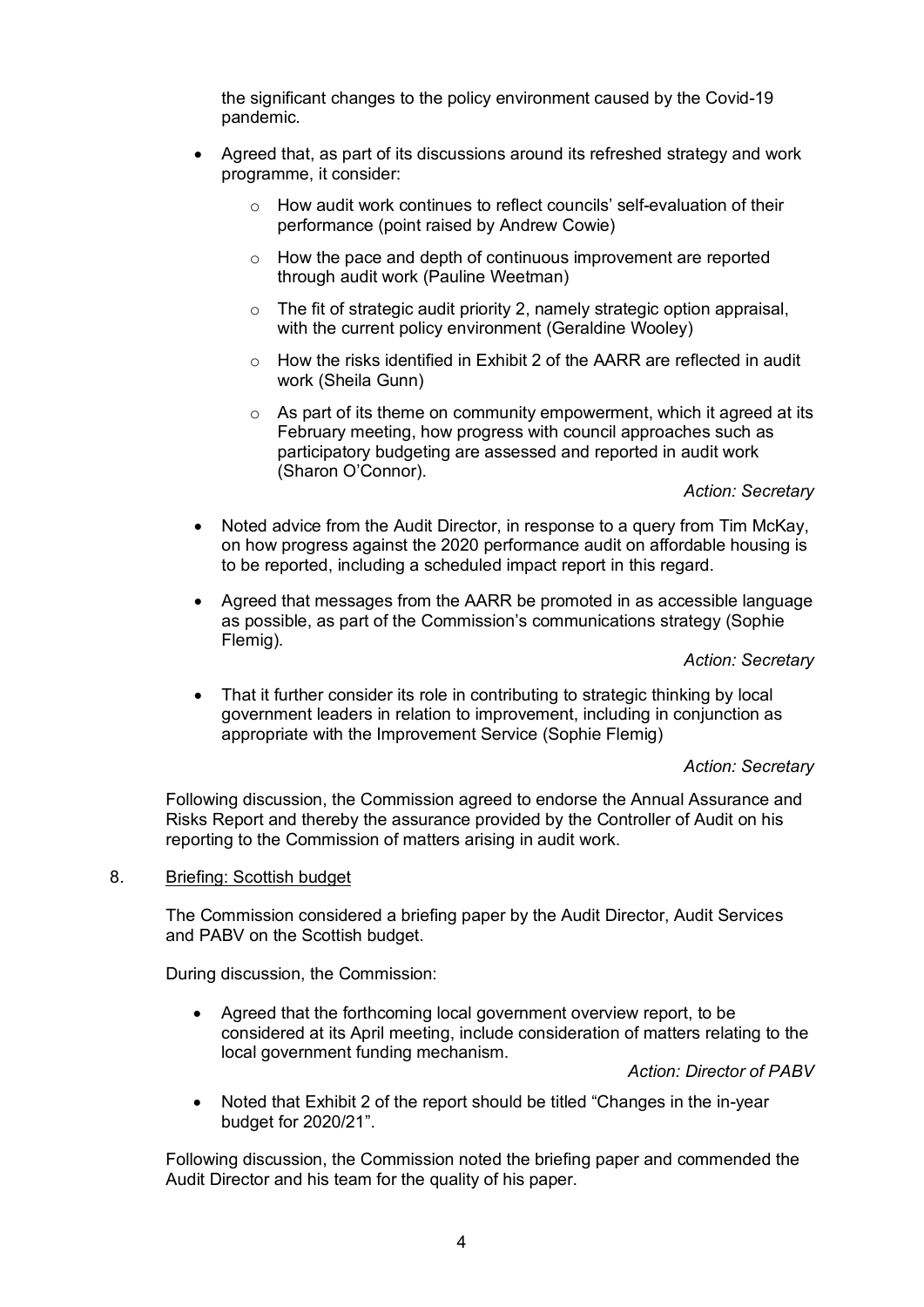the significant changes to the policy environment caused by the Covid-19 pandemic.

- Agreed that, as part of its discussions around its refreshed strategy and work programme, it consider:
  - How audit work continues to reflect councils' self-evaluation of their performance (point raised by Andrew Cowie)
  - How the pace and depth of continuous improvement are reported through audit work (Pauline Weetman)
  - The fit of strategic audit priority 2, namely strategic option appraisal, with the current policy environment (Geraldine Wooley)
  - How the risks identified in Exhibit 2 of the AARR are reflected in audit work (Sheila Gunn)
  - As part of its theme on community empowerment, which it agreed at its February meeting, how progress with council approaches such as participatory budgeting are assessed and reported in audit work (Sharon O'Connor).

*Action: Secretary*

- Noted advice from the Audit Director, in response to a query from Tim McKay, on how progress against the 2020 performance audit on affordable housing is to be reported, including a scheduled impact report in this regard.

- Agreed that messages from the AARR be promoted in as accessible language as possible, as part of the Commission's communications strategy (Sophie Flemig).

*Action: Secretary*

- That it further consider its role in contributing to strategic thinking by local government leaders in relation to improvement, including in conjunction as appropriate with the Improvement Service (Sophie Flemig)

*Action: Secretary*

Following discussion, the Commission agreed to endorse the Annual Assurance and Risks Report and thereby the assurance provided by the Controller of Audit on his reporting to the Commission of matters arising in audit work.

8. Briefing: Scottish budget

The Commission considered a briefing paper by the Audit Director, Audit Services and PABV on the Scottish budget.

During discussion, the Commission:

- Agreed that the forthcoming local government overview report, to be considered at its April meeting, include consideration of matters relating to the local government funding mechanism.

*Action: Director of PABV*

- Noted that Exhibit 2 of the report should be titled "Changes in the in-year budget for 2020/21".

Following discussion, the Commission noted the briefing paper and commended the Audit Director and his team for the quality of his paper.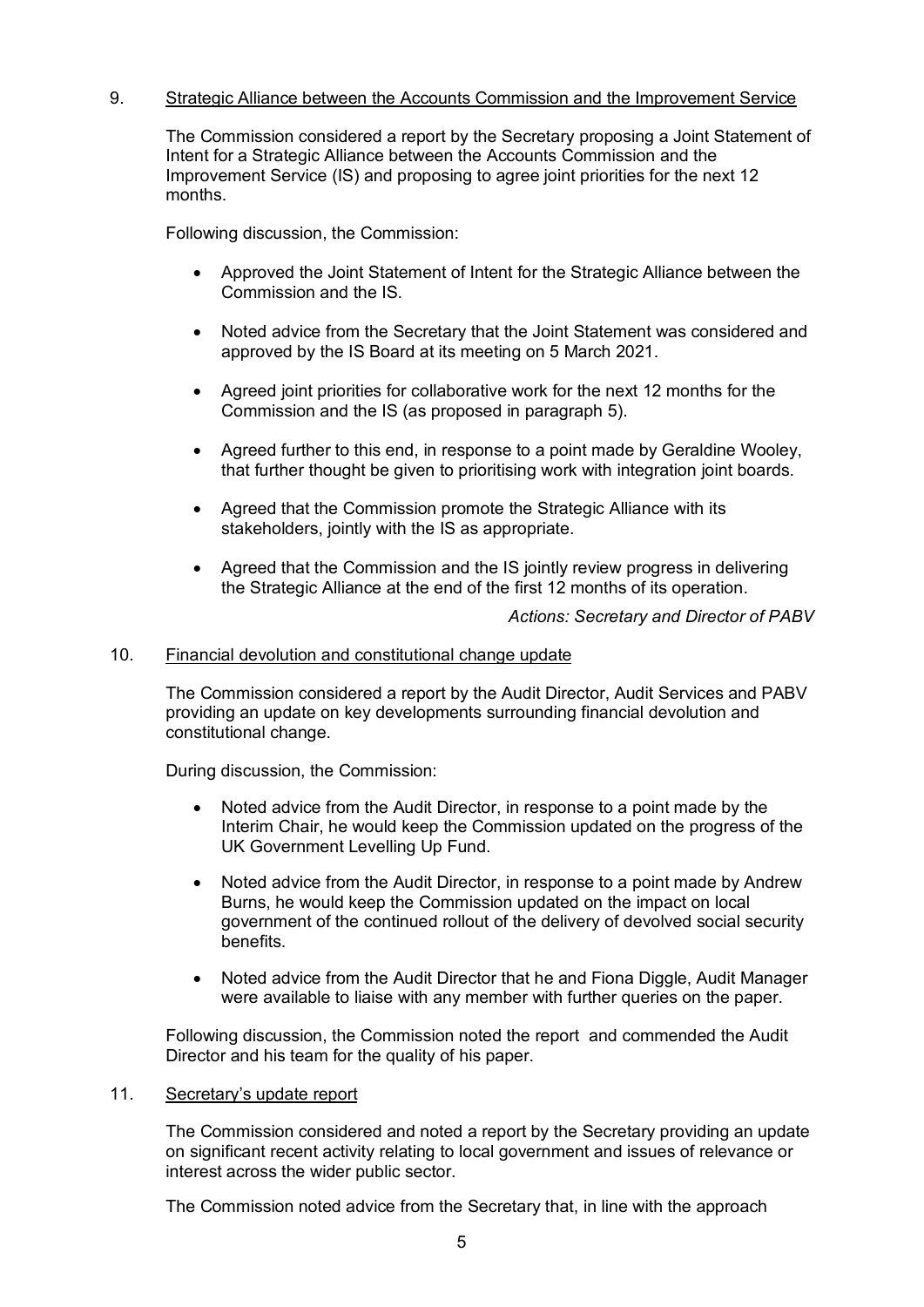9. <u>Strategic Alliance between the Accounts Commission and the Improvement Service</u>

   The Commission considered a report by the Secretary proposing a Joint Statement of Intent for a Strategic Alliance between the Accounts Commission and the Improvement Service (IS) and proposing to agree joint priorities for the next 12 months.

   Following discussion, the Commission:

   - Approved the Joint Statement of Intent for the Strategic Alliance between the Commission and the IS.
   - Noted advice from the Secretary that the Joint Statement was considered and approved by the IS Board at its meeting on 5 March 2021.
   - Agreed joint priorities for collaborative work for the next 12 months for the Commission and the IS (as proposed in paragraph 5).
   - Agreed further to this end, in response to a point made by Geraldine Wooley, that further thought be given to prioritising work with integration joint boards.
   - Agreed that the Commission promote the Strategic Alliance with its stakeholders, jointly with the IS as appropriate.
   - Agreed that the Commission and the IS jointly review progress in delivering the Strategic Alliance at the end of the first 12 months of its operation.

   *Actions: Secretary and Director of PABV*

10. <u>Financial devolution and constitutional change update</u>

    The Commission considered a report by the Audit Director, Audit Services and PABV providing an update on key developments surrounding financial devolution and constitutional change.

    During discussion, the Commission:

    - Noted advice from the Audit Director, in response to a point made by the Interim Chair, he would keep the Commission updated on the progress of the UK Government Levelling Up Fund.
    - Noted advice from the Audit Director, in response to a point made by Andrew Burns, he would keep the Commission updated on the impact on local government of the continued rollout of the delivery of devolved social security benefits.
    - Noted advice from the Audit Director that he and Fiona Diggle, Audit Manager were available to liaise with any member with further queries on the paper.

    Following discussion, the Commission noted the report and commended the Audit Director and his team for the quality of his paper.

11. <u>Secretary's update report</u>

    The Commission considered and noted a report by the Secretary providing an update on significant recent activity relating to local government and issues of relevance or interest across the wider public sector.

    The Commission noted advice from the Secretary that, in line with the approach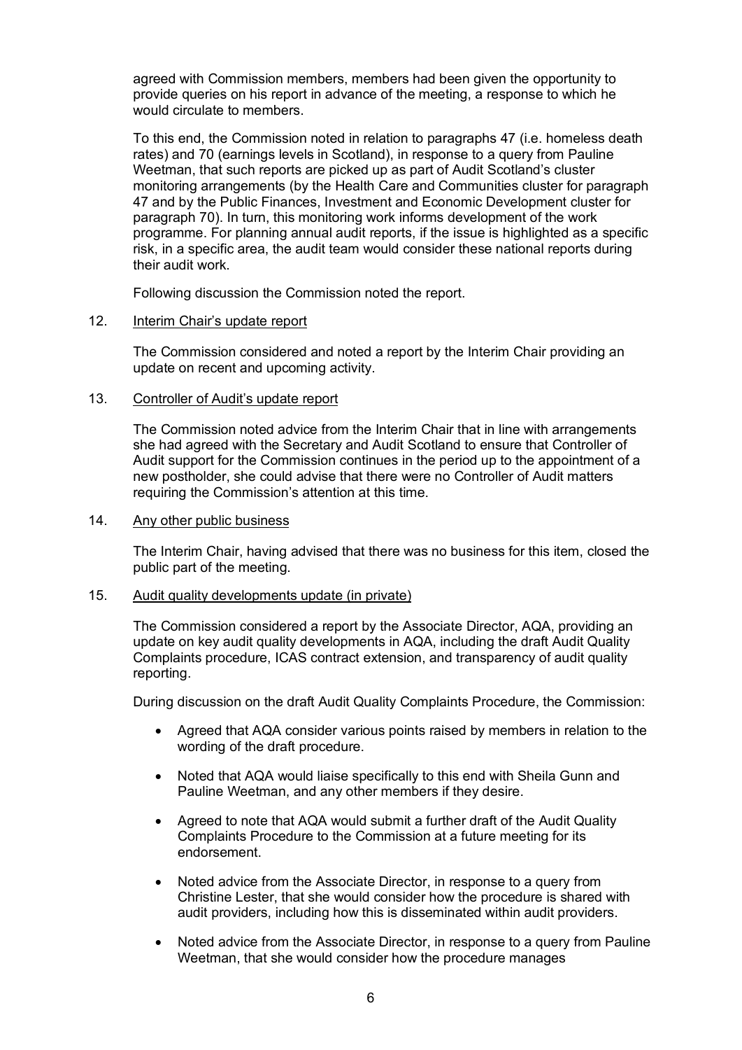agreed with Commission members, members had been given the opportunity to provide queries on his report in advance of the meeting, a response to which he would circulate to members.

To this end, the Commission noted in relation to paragraphs 47 (i.e. homeless death rates) and 70 (earnings levels in Scotland), in response to a query from Pauline Weetman, that such reports are picked up as part of Audit Scotland's cluster monitoring arrangements (by the Health Care and Communities cluster for paragraph 47 and by the Public Finances, Investment and Economic Development cluster for paragraph 70). In turn, this monitoring work informs development of the work programme. For planning annual audit reports, if the issue is highlighted as a specific risk, in a specific area, the audit team would consider these national reports during their audit work.

Following discussion the Commission noted the report.

12. Interim Chair's update report

The Commission considered and noted a report by the Interim Chair providing an update on recent and upcoming activity.

13. Controller of Audit's update report

The Commission noted advice from the Interim Chair that in line with arrangements she had agreed with the Secretary and Audit Scotland to ensure that Controller of Audit support for the Commission continues in the period up to the appointment of a new postholder, she could advise that there were no Controller of Audit matters requiring the Commission's attention at this time.

14. Any other public business

The Interim Chair, having advised that there was no business for this item, closed the public part of the meeting.

15. Audit quality developments update (in private)

The Commission considered a report by the Associate Director, AQA, providing an update on key audit quality developments in AQA, including the draft Audit Quality Complaints procedure, ICAS contract extension, and transparency of audit quality reporting.

During discussion on the draft Audit Quality Complaints Procedure, the Commission:

- Agreed that AQA consider various points raised by members in relation to the wording of the draft procedure.
- Noted that AQA would liaise specifically to this end with Sheila Gunn and Pauline Weetman, and any other members if they desire.
- Agreed to note that AQA would submit a further draft of the Audit Quality Complaints Procedure to the Commission at a future meeting for its endorsement.
- Noted advice from the Associate Director, in response to a query from Christine Lester, that she would consider how the procedure is shared with audit providers, including how this is disseminated within audit providers.
- Noted advice from the Associate Director, in response to a query from Pauline Weetman, that she would consider how the procedure manages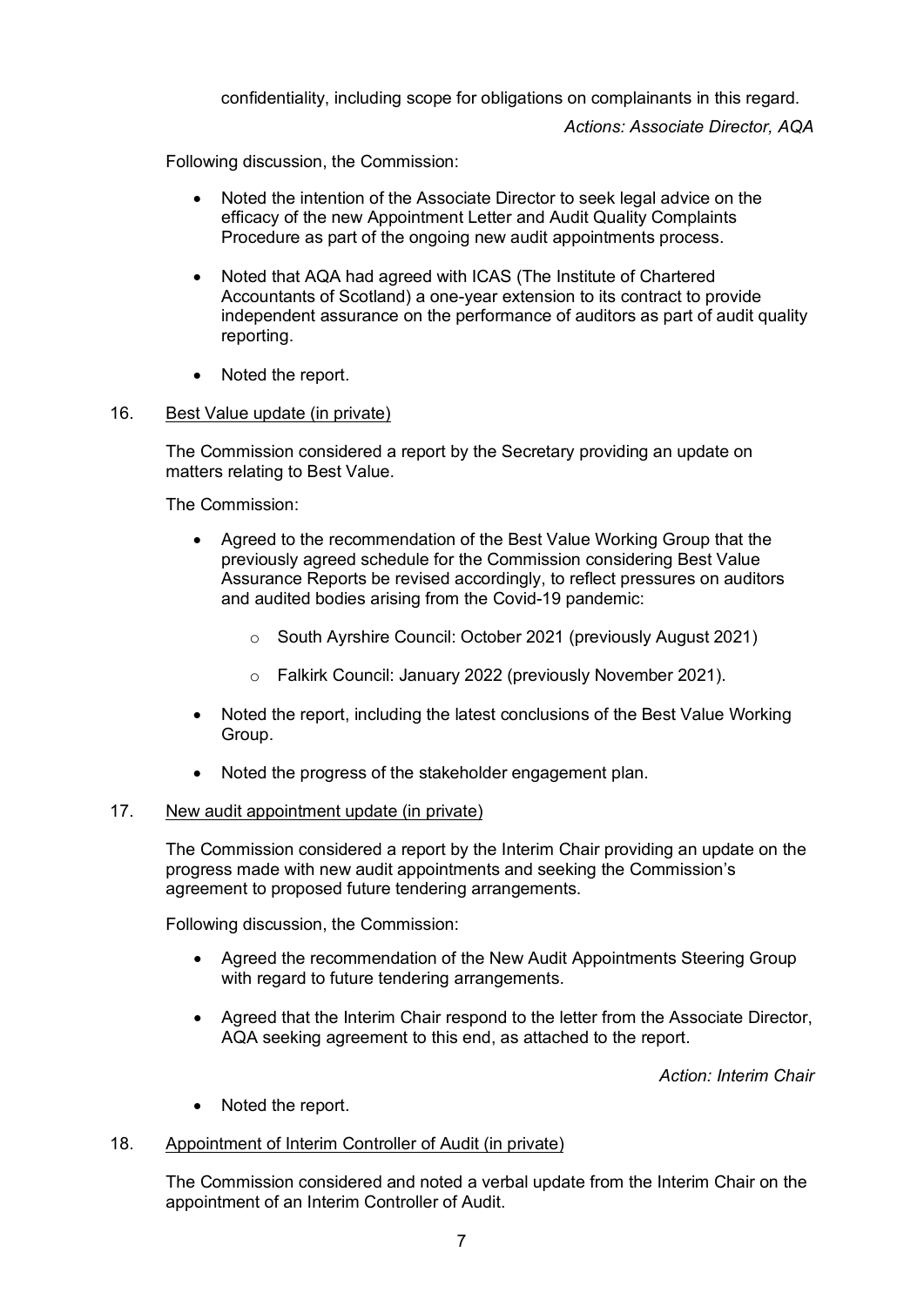confidentiality, including scope for obligations on complainants in this regard.

*Actions: Associate Director, AQA*

Following discussion, the Commission:

- Noted the intention of the Associate Director to seek legal advice on the efficacy of the new Appointment Letter and Audit Quality Complaints Procedure as part of the ongoing new audit appointments process.
- Noted that AQA had agreed with ICAS (The Institute of Chartered Accountants of Scotland) a one-year extension to its contract to provide independent assurance on the performance of auditors as part of audit quality reporting.
- Noted the report.

16. Best Value update (in private)

The Commission considered a report by the Secretary providing an update on matters relating to Best Value.

The Commission:

- Agreed to the recommendation of the Best Value Working Group that the previously agreed schedule for the Commission considering Best Value Assurance Reports be revised accordingly, to reflect pressures on auditors and audited bodies arising from the Covid-19 pandemic:
  - South Ayrshire Council: October 2021 (previously August 2021)
  - Falkirk Council: January 2022 (previously November 2021).
- Noted the report, including the latest conclusions of the Best Value Working Group.
- Noted the progress of the stakeholder engagement plan.

17. New audit appointment update (in private)

The Commission considered a report by the Interim Chair providing an update on the progress made with new audit appointments and seeking the Commission's agreement to proposed future tendering arrangements.

Following discussion, the Commission:

- Agreed the recommendation of the New Audit Appointments Steering Group with regard to future tendering arrangements.
- Agreed that the Interim Chair respond to the letter from the Associate Director, AQA seeking agreement to this end, as attached to the report.

*Action: Interim Chair*

- Noted the report.

18. Appointment of Interim Controller of Audit (in private)

The Commission considered and noted a verbal update from the Interim Chair on the appointment of an Interim Controller of Audit.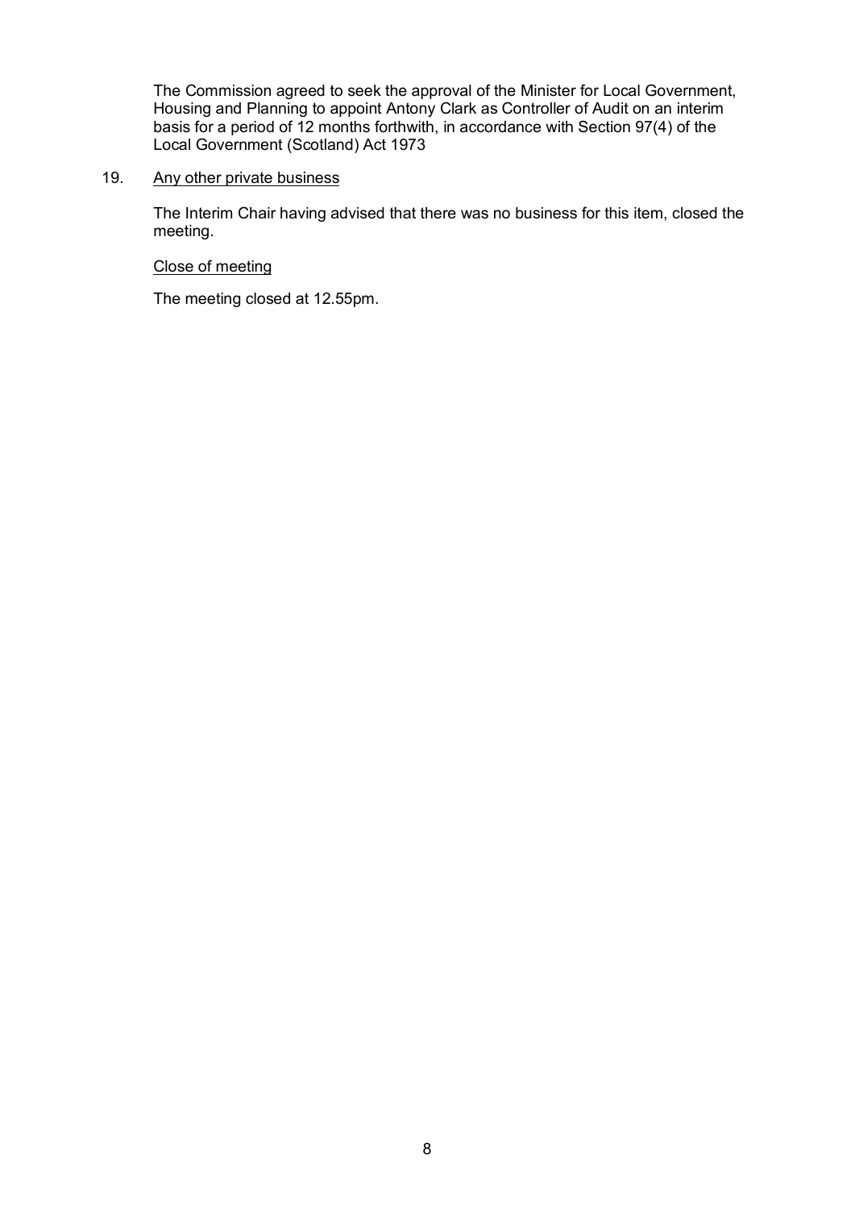The Commission agreed to seek the approval of the Minister for Local Government, Housing and Planning to appoint Antony Clark as Controller of Audit on an interim basis for a period of 12 months forthwith, in accordance with Section 97(4) of the Local Government (Scotland) Act 1973

19. Any other private business

The Interim Chair having advised that there was no business for this item, closed the meeting.

Close of meeting

The meeting closed at 12.55pm.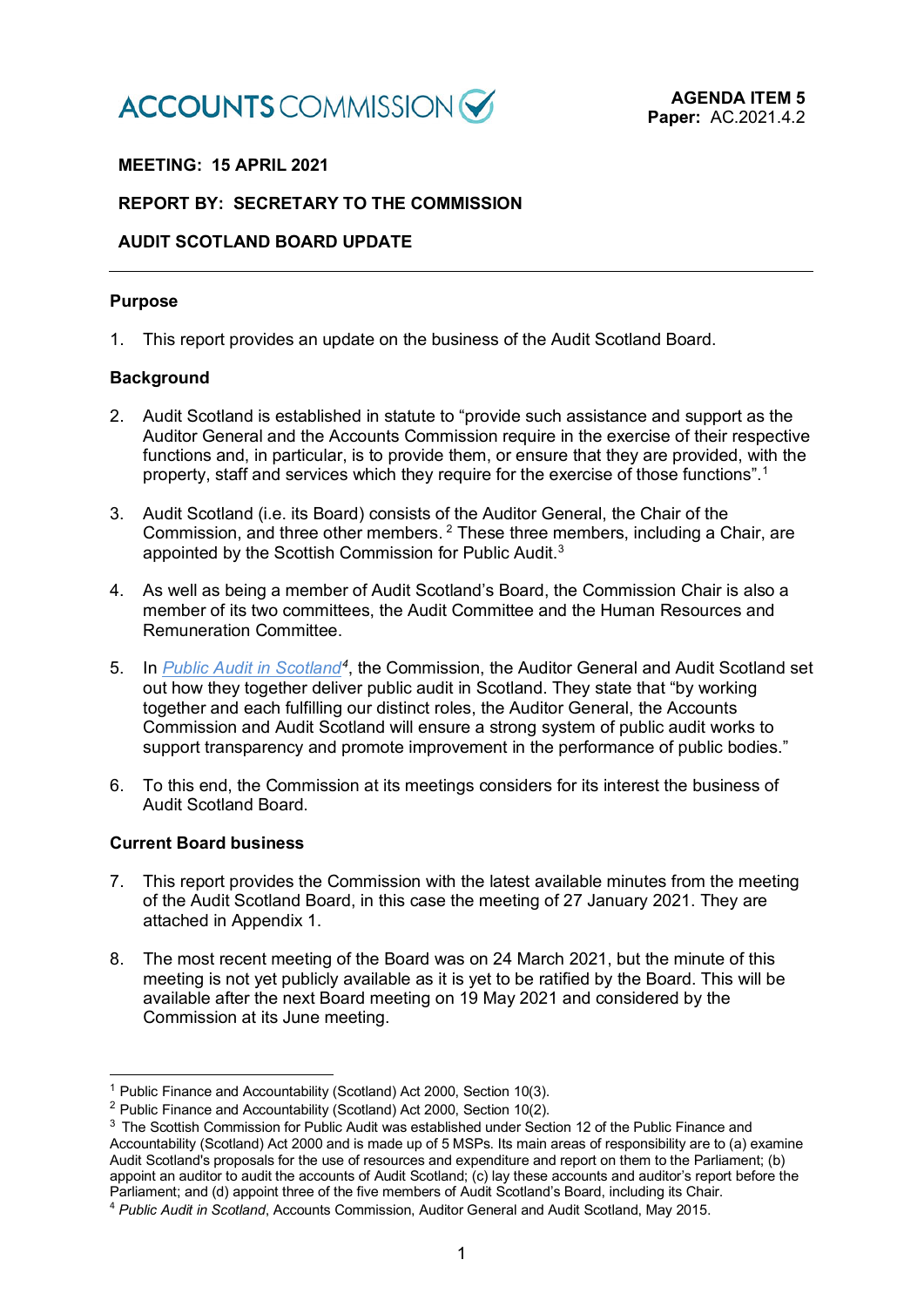ACCOUNTS COMMISSION

**AGENDA ITEM 5**
**Paper:** AC.2021.4.2

**MEETING: 15 APRIL 2021**

**REPORT BY: SECRETARY TO THE COMMISSION**

**AUDIT SCOTLAND BOARD UPDATE**

---

## Purpose

1. This report provides an update on the business of the Audit Scotland Board.

## Background

2. Audit Scotland is established in statute to "provide such assistance and support as the Auditor General and the Accounts Commission require in the exercise of their respective functions and, in particular, is to provide them, or ensure that they are provided, with the property, staff and services which they require for the exercise of those functions".[1]

3. Audit Scotland (i.e. its Board) consists of the Auditor General, the Chair of the Commission, and three other members. [2] These three members, including a Chair, are appointed by the Scottish Commission for Public Audit.[3]

4. As well as being a member of Audit Scotland's Board, the Commission Chair is also a member of its two committees, the Audit Committee and the Human Resources and Remuneration Committee.

5. In *Public Audit in Scotland*[4], the Commission, the Auditor General and Audit Scotland set out how they together deliver public audit in Scotland. They state that "by working together and each fulfilling our distinct roles, the Auditor General, the Accounts Commission and Audit Scotland will ensure a strong system of public audit works to support transparency and promote improvement in the performance of public bodies."

6. To this end, the Commission at its meetings considers for its interest the business of Audit Scotland Board.

## Current Board business

7. This report provides the Commission with the latest available minutes from the meeting of the Audit Scotland Board, in this case the meeting of 27 January 2021. They are attached in Appendix 1.

8. The most recent meeting of the Board was on 24 March 2021, but the minute of this meeting is not yet publicly available as it is yet to be ratified by the Board. This will be available after the next Board meeting on 19 May 2021 and considered by the Commission at its June meeting.

---

[1] Public Finance and Accountability (Scotland) Act 2000, Section 10(3).

[2] Public Finance and Accountability (Scotland) Act 2000, Section 10(2).

[3] The Scottish Commission for Public Audit was established under Section 12 of the Public Finance and Accountability (Scotland) Act 2000 and is made up of 5 MSPs. Its main areas of responsibility are to (a) examine Audit Scotland's proposals for the use of resources and expenditure and report on them to the Parliament; (b) appoint an auditor to audit the accounts of Audit Scotland; (c) lay these accounts and auditor's report before the Parliament; and (d) appoint three of the five members of Audit Scotland's Board, including its Chair.

[4] *Public Audit in Scotland*, Accounts Commission, Auditor General and Audit Scotland, May 2015.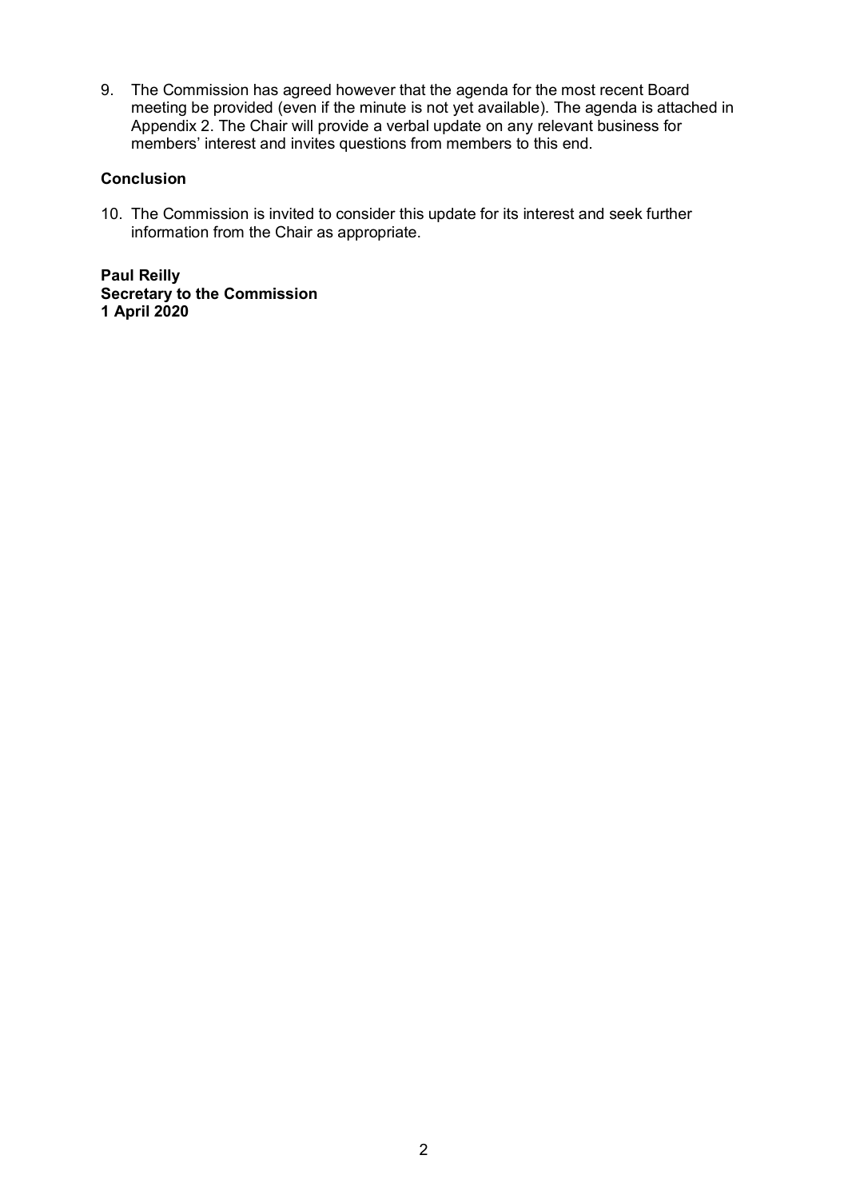9. The Commission has agreed however that the agenda for the most recent Board meeting be provided (even if the minute is not yet available). The agenda is attached in Appendix 2. The Chair will provide a verbal update on any relevant business for members' interest and invites questions from members to this end.

**Conclusion**

10. The Commission is invited to consider this update for its interest and seek further information from the Chair as appropriate.

**Paul Reilly**
**Secretary to the Commission**
**1 April 2020**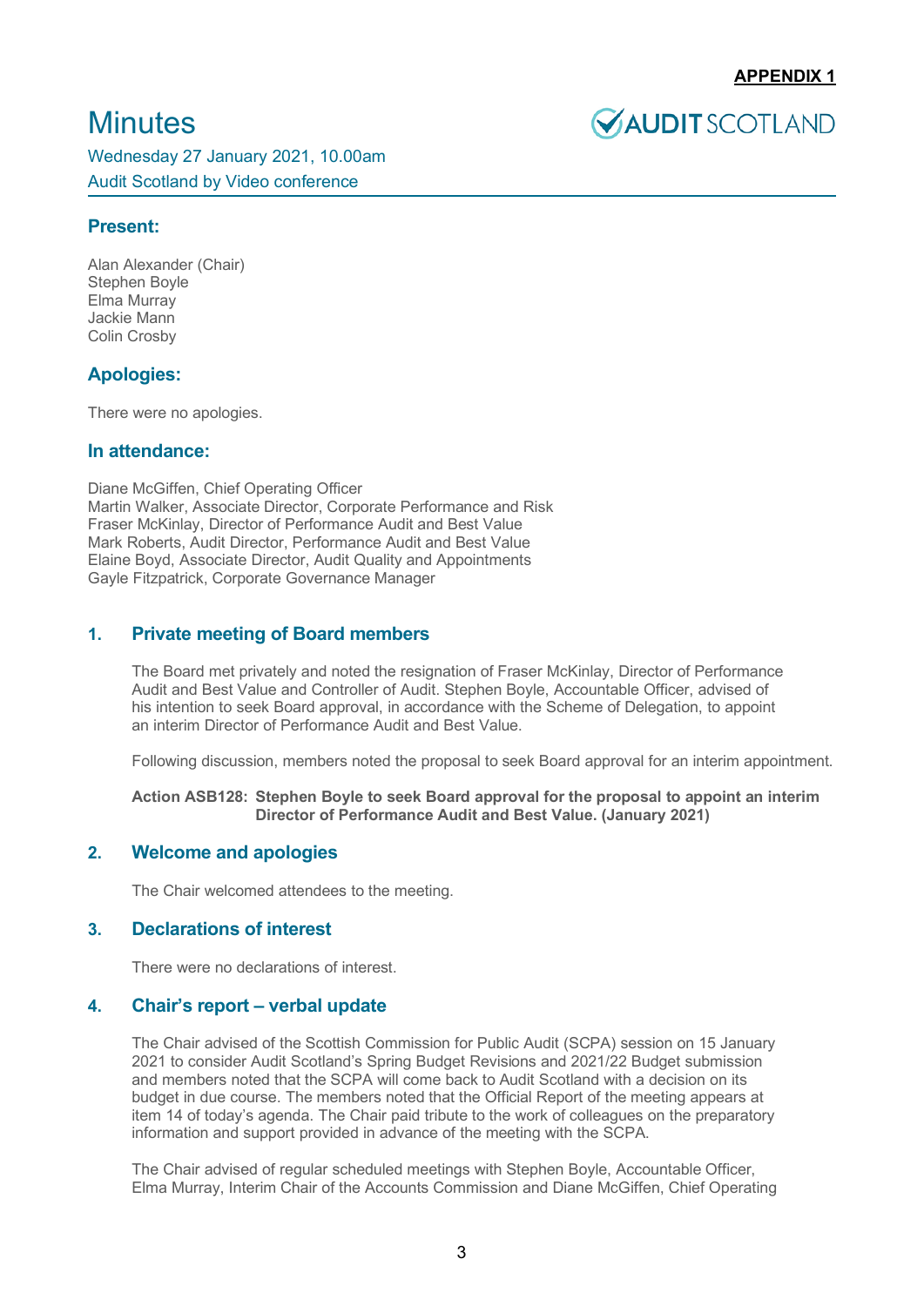**APPENDIX 1**

# Minutes

Wednesday 27 January 2021, 10.00am

Audit Scotland by Video conference

## Present:

Alan Alexander (Chair)
Stephen Boyle
Elma Murray
Jackie Mann
Colin Crosby

## Apologies:

There were no apologies.

## In attendance:

Diane McGiffen, Chief Operating Officer
Martin Walker, Associate Director, Corporate Performance and Risk
Fraser McKinlay, Director of Performance Audit and Best Value
Mark Roberts, Audit Director, Performance Audit and Best Value
Elaine Boyd, Associate Director, Audit Quality and Appointments
Gayle Fitzpatrick, Corporate Governance Manager

## 1. Private meeting of Board members

The Board met privately and noted the resignation of Fraser McKinlay, Director of Performance Audit and Best Value and Controller of Audit. Stephen Boyle, Accountable Officer, advised of his intention to seek Board approval, in accordance with the Scheme of Delegation, to appoint an interim Director of Performance Audit and Best Value.

Following discussion, members noted the proposal to seek Board approval for an interim appointment.

**Action ASB128: Stephen Boyle to seek Board approval for the proposal to appoint an interim Director of Performance Audit and Best Value. (January 2021)**

## 2. Welcome and apologies

The Chair welcomed attendees to the meeting.

## 3. Declarations of interest

There were no declarations of interest.

## 4. Chair's report – verbal update

The Chair advised of the Scottish Commission for Public Audit (SCPA) session on 15 January 2021 to consider Audit Scotland's Spring Budget Revisions and 2021/22 Budget submission and members noted that the SCPA will come back to Audit Scotland with a decision on its budget in due course. The members noted that the Official Report of the meeting appears at item 14 of today's agenda. The Chair paid tribute to the work of colleagues on the preparatory information and support provided in advance of the meeting with the SCPA.

The Chair advised of regular scheduled meetings with Stephen Boyle, Accountable Officer, Elma Murray, Interim Chair of the Accounts Commission and Diane McGiffen, Chief Operating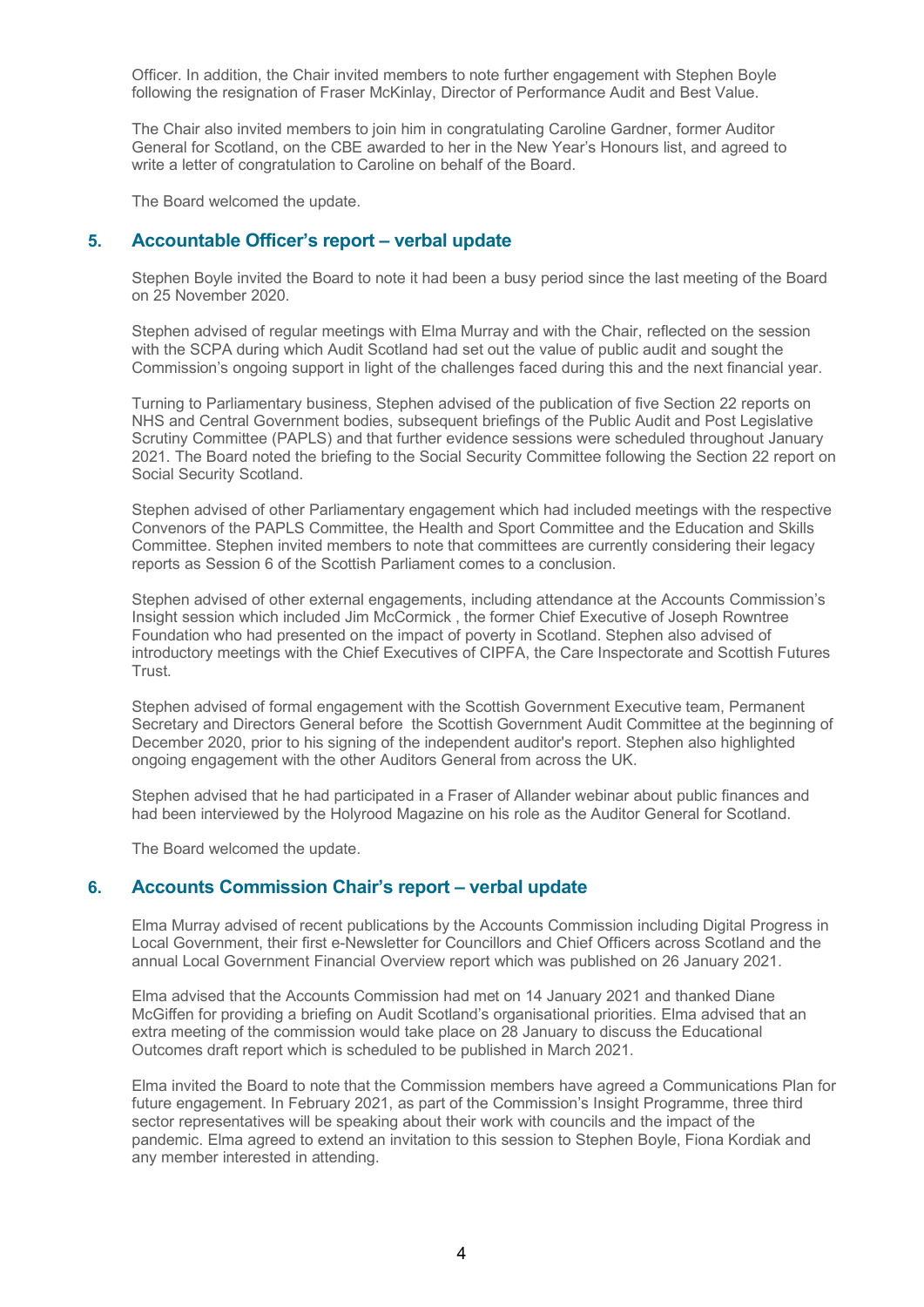Officer. In addition, the Chair invited members to note further engagement with Stephen Boyle following the resignation of Fraser McKinlay, Director of Performance Audit and Best Value.

The Chair also invited members to join him in congratulating Caroline Gardner, former Auditor General for Scotland, on the CBE awarded to her in the New Year's Honours list, and agreed to write a letter of congratulation to Caroline on behalf of the Board.

The Board welcomed the update.

## 5. Accountable Officer's report – verbal update

Stephen Boyle invited the Board to note it had been a busy period since the last meeting of the Board on 25 November 2020.

Stephen advised of regular meetings with Elma Murray and with the Chair, reflected on the session with the SCPA during which Audit Scotland had set out the value of public audit and sought the Commission's ongoing support in light of the challenges faced during this and the next financial year.

Turning to Parliamentary business, Stephen advised of the publication of five Section 22 reports on NHS and Central Government bodies, subsequent briefings of the Public Audit and Post Legislative Scrutiny Committee (PAPLS) and that further evidence sessions were scheduled throughout January 2021. The Board noted the briefing to the Social Security Committee following the Section 22 report on Social Security Scotland.

Stephen advised of other Parliamentary engagement which had included meetings with the respective Convenors of the PAPLS Committee, the Health and Sport Committee and the Education and Skills Committee. Stephen invited members to note that committees are currently considering their legacy reports as Session 6 of the Scottish Parliament comes to a conclusion.

Stephen advised of other external engagements, including attendance at the Accounts Commission's Insight session which included Jim McCormick , the former Chief Executive of Joseph Rowntree Foundation who had presented on the impact of poverty in Scotland. Stephen also advised of introductory meetings with the Chief Executives of CIPFA, the Care Inspectorate and Scottish Futures Trust.

Stephen advised of formal engagement with the Scottish Government Executive team, Permanent Secretary and Directors General before the Scottish Government Audit Committee at the beginning of December 2020, prior to his signing of the independent auditor's report. Stephen also highlighted ongoing engagement with the other Auditors General from across the UK.

Stephen advised that he had participated in a Fraser of Allander webinar about public finances and had been interviewed by the Holyrood Magazine on his role as the Auditor General for Scotland.

The Board welcomed the update.

## 6. Accounts Commission Chair's report – verbal update

Elma Murray advised of recent publications by the Accounts Commission including Digital Progress in Local Government, their first e-Newsletter for Councillors and Chief Officers across Scotland and the annual Local Government Financial Overview report which was published on 26 January 2021.

Elma advised that the Accounts Commission had met on 14 January 2021 and thanked Diane McGiffen for providing a briefing on Audit Scotland's organisational priorities. Elma advised that an extra meeting of the commission would take place on 28 January to discuss the Educational Outcomes draft report which is scheduled to be published in March 2021.

Elma invited the Board to note that the Commission members have agreed a Communications Plan for future engagement. In February 2021, as part of the Commission's Insight Programme, three third sector representatives will be speaking about their work with councils and the impact of the pandemic. Elma agreed to extend an invitation to this session to Stephen Boyle, Fiona Kordiak and any member interested in attending.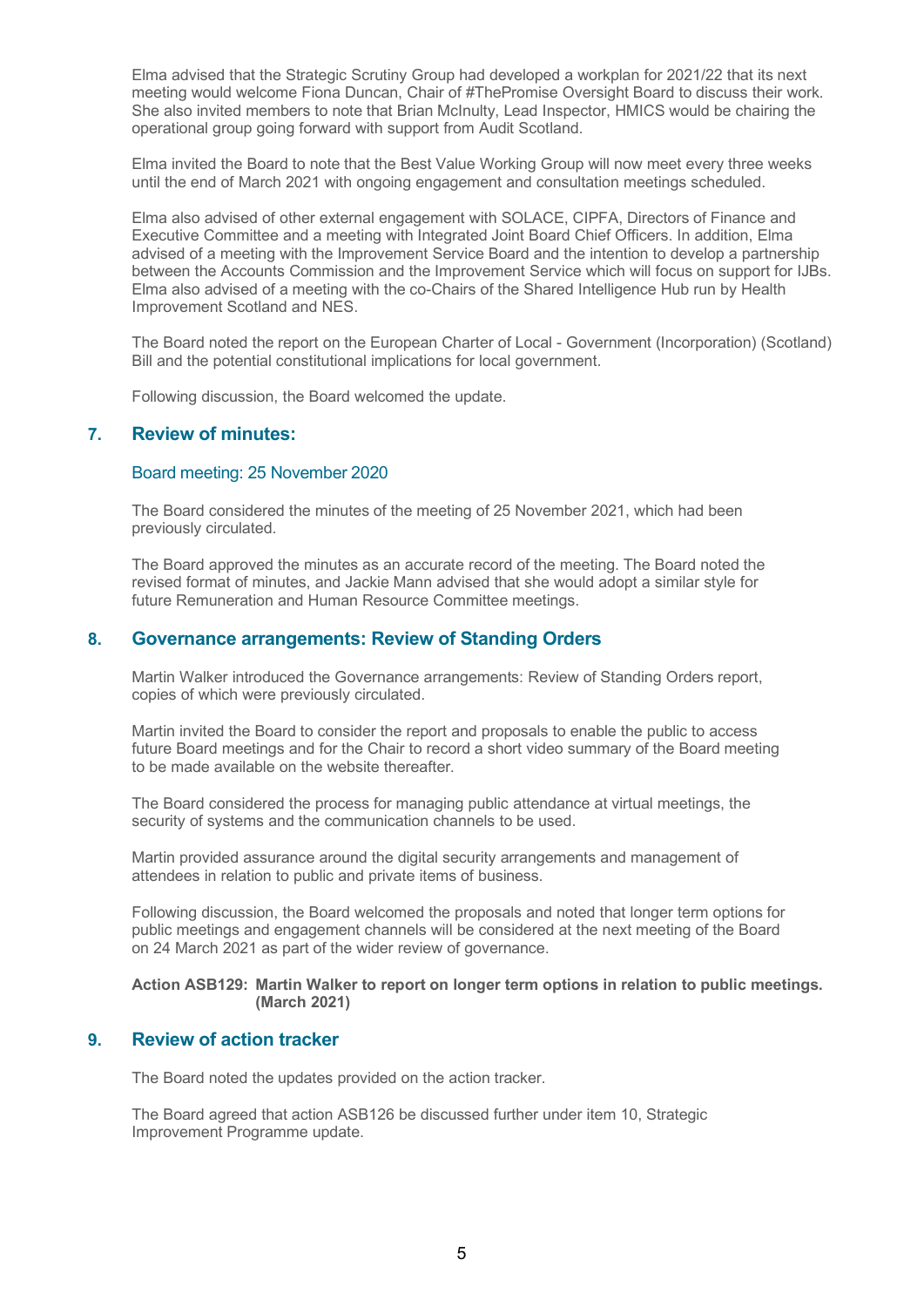Elma advised that the Strategic Scrutiny Group had developed a workplan for 2021/22 that its next meeting would welcome Fiona Duncan, Chair of #ThePromise Oversight Board to discuss their work. She also invited members to note that Brian McInulty, Lead Inspector, HMICS would be chairing the operational group going forward with support from Audit Scotland.

Elma invited the Board to note that the Best Value Working Group will now meet every three weeks until the end of March 2021 with ongoing engagement and consultation meetings scheduled.

Elma also advised of other external engagement with SOLACE, CIPFA, Directors of Finance and Executive Committee and a meeting with Integrated Joint Board Chief Officers. In addition, Elma advised of a meeting with the Improvement Service Board and the intention to develop a partnership between the Accounts Commission and the Improvement Service which will focus on support for IJBs. Elma also advised of a meeting with the co-Chairs of the Shared Intelligence Hub run by Health Improvement Scotland and NES.

The Board noted the report on the European Charter of Local - Government (Incorporation) (Scotland) Bill and the potential constitutional implications for local government.

Following discussion, the Board welcomed the update.

## 7. Review of minutes:

### Board meeting: 25 November 2020

The Board considered the minutes of the meeting of 25 November 2021, which had been previously circulated.

The Board approved the minutes as an accurate record of the meeting. The Board noted the revised format of minutes, and Jackie Mann advised that she would adopt a similar style for future Remuneration and Human Resource Committee meetings.

## 8. Governance arrangements: Review of Standing Orders

Martin Walker introduced the Governance arrangements: Review of Standing Orders report, copies of which were previously circulated.

Martin invited the Board to consider the report and proposals to enable the public to access future Board meetings and for the Chair to record a short video summary of the Board meeting to be made available on the website thereafter.

The Board considered the process for managing public attendance at virtual meetings, the security of systems and the communication channels to be used.

Martin provided assurance around the digital security arrangements and management of attendees in relation to public and private items of business.

Following discussion, the Board welcomed the proposals and noted that longer term options for public meetings and engagement channels will be considered at the next meeting of the Board on 24 March 2021 as part of the wider review of governance.

**Action ASB129: Martin Walker to report on longer term options in relation to public meetings. (March 2021)**

## 9. Review of action tracker

The Board noted the updates provided on the action tracker.

The Board agreed that action ASB126 be discussed further under item 10, Strategic Improvement Programme update.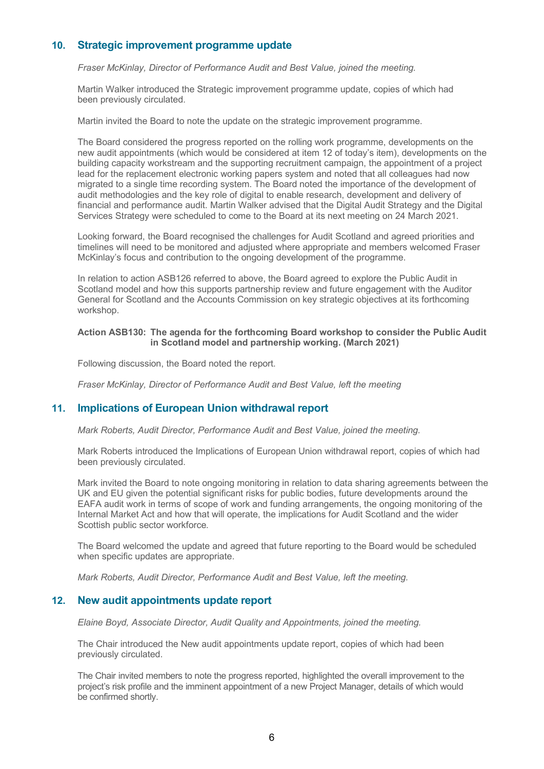## 10. Strategic improvement programme update

*Fraser McKinlay, Director of Performance Audit and Best Value, joined the meeting.*

Martin Walker introduced the Strategic improvement programme update, copies of which had been previously circulated.

Martin invited the Board to note the update on the strategic improvement programme.

The Board considered the progress reported on the rolling work programme, developments on the new audit appointments (which would be considered at item 12 of today's item), developments on the building capacity workstream and the supporting recruitment campaign, the appointment of a project lead for the replacement electronic working papers system and noted that all colleagues had now migrated to a single time recording system. The Board noted the importance of the development of audit methodologies and the key role of digital to enable research, development and delivery of financial and performance audit. Martin Walker advised that the Digital Audit Strategy and the Digital Services Strategy were scheduled to come to the Board at its next meeting on 24 March 2021.

Looking forward, the Board recognised the challenges for Audit Scotland and agreed priorities and timelines will need to be monitored and adjusted where appropriate and members welcomed Fraser McKinlay's focus and contribution to the ongoing development of the programme.

In relation to action ASB126 referred to above, the Board agreed to explore the Public Audit in Scotland model and how this supports partnership review and future engagement with the Auditor General for Scotland and the Accounts Commission on key strategic objectives at its forthcoming workshop.

**Action ASB130: The agenda for the forthcoming Board workshop to consider the Public Audit in Scotland model and partnership working. (March 2021)**

Following discussion, the Board noted the report.

*Fraser McKinlay, Director of Performance Audit and Best Value, left the meeting*

## 11. Implications of European Union withdrawal report

*Mark Roberts, Audit Director, Performance Audit and Best Value, joined the meeting.*

Mark Roberts introduced the Implications of European Union withdrawal report, copies of which had been previously circulated.

Mark invited the Board to note ongoing monitoring in relation to data sharing agreements between the UK and EU given the potential significant risks for public bodies, future developments around the EAFA audit work in terms of scope of work and funding arrangements, the ongoing monitoring of the Internal Market Act and how that will operate, the implications for Audit Scotland and the wider Scottish public sector workforce.

The Board welcomed the update and agreed that future reporting to the Board would be scheduled when specific updates are appropriate.

*Mark Roberts, Audit Director, Performance Audit and Best Value, left the meeting.*

## 12. New audit appointments update report

*Elaine Boyd, Associate Director, Audit Quality and Appointments, joined the meeting.*

The Chair introduced the New audit appointments update report, copies of which had been previously circulated.

The Chair invited members to note the progress reported, highlighted the overall improvement to the project's risk profile and the imminent appointment of a new Project Manager, details of which would be confirmed shortly.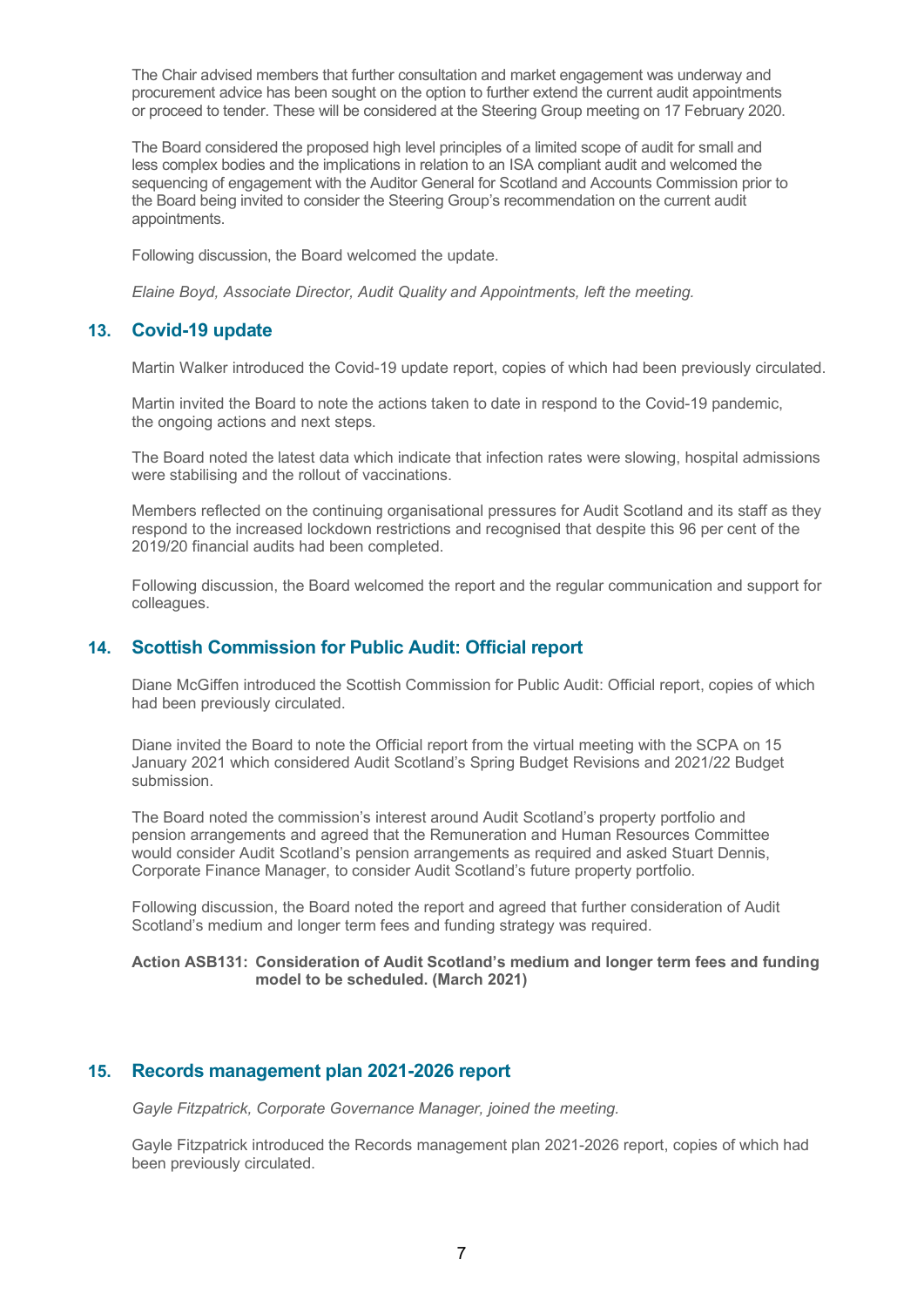The Chair advised members that further consultation and market engagement was underway and procurement advice has been sought on the option to further extend the current audit appointments or proceed to tender. These will be considered at the Steering Group meeting on 17 February 2020.

The Board considered the proposed high level principles of a limited scope of audit for small and less complex bodies and the implications in relation to an ISA compliant audit and welcomed the sequencing of engagement with the Auditor General for Scotland and Accounts Commission prior to the Board being invited to consider the Steering Group's recommendation on the current audit appointments.

Following discussion, the Board welcomed the update.

*Elaine Boyd, Associate Director, Audit Quality and Appointments, left the meeting.*

## 13. Covid-19 update

Martin Walker introduced the Covid-19 update report, copies of which had been previously circulated.

Martin invited the Board to note the actions taken to date in respond to the Covid-19 pandemic, the ongoing actions and next steps.

The Board noted the latest data which indicate that infection rates were slowing, hospital admissions were stabilising and the rollout of vaccinations.

Members reflected on the continuing organisational pressures for Audit Scotland and its staff as they respond to the increased lockdown restrictions and recognised that despite this 96 per cent of the 2019/20 financial audits had been completed.

Following discussion, the Board welcomed the report and the regular communication and support for colleagues.

## 14. Scottish Commission for Public Audit: Official report

Diane McGiffen introduced the Scottish Commission for Public Audit: Official report, copies of which had been previously circulated.

Diane invited the Board to note the Official report from the virtual meeting with the SCPA on 15 January 2021 which considered Audit Scotland's Spring Budget Revisions and 2021/22 Budget submission.

The Board noted the commission's interest around Audit Scotland's property portfolio and pension arrangements and agreed that the Remuneration and Human Resources Committee would consider Audit Scotland's pension arrangements as required and asked Stuart Dennis, Corporate Finance Manager, to consider Audit Scotland's future property portfolio.

Following discussion, the Board noted the report and agreed that further consideration of Audit Scotland's medium and longer term fees and funding strategy was required.

**Action ASB131: Consideration of Audit Scotland's medium and longer term fees and funding model to be scheduled. (March 2021)**

## 15. Records management plan 2021-2026 report

*Gayle Fitzpatrick, Corporate Governance Manager, joined the meeting.*

Gayle Fitzpatrick introduced the Records management plan 2021-2026 report, copies of which had been previously circulated.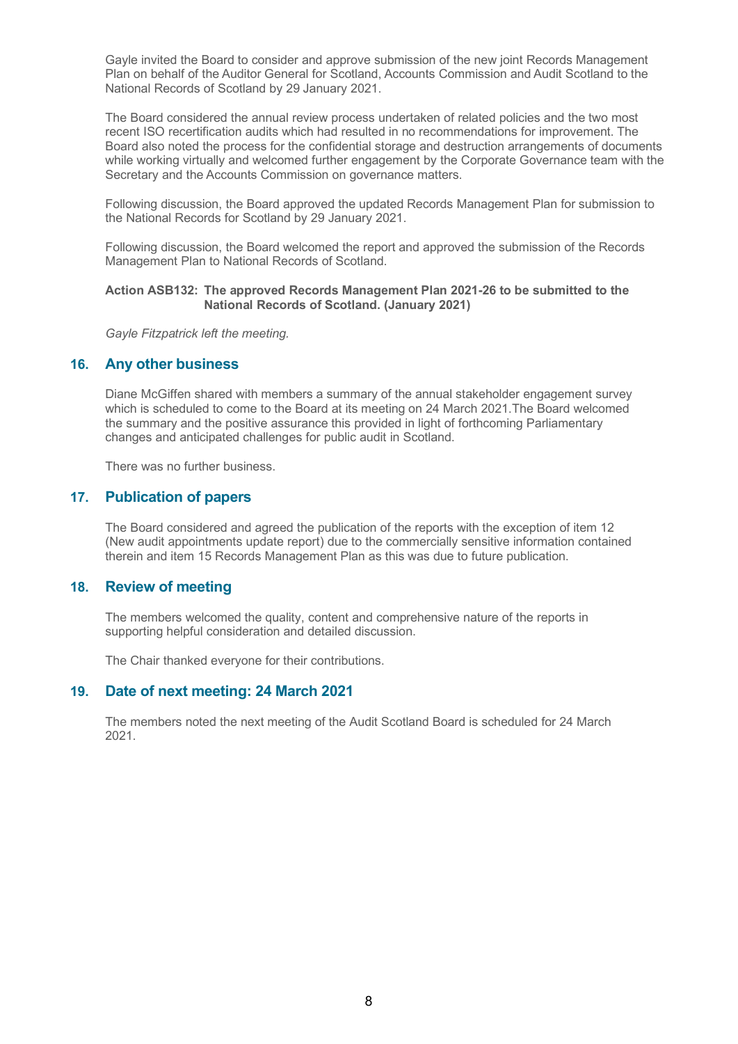Gayle invited the Board to consider and approve submission of the new joint Records Management Plan on behalf of the Auditor General for Scotland, Accounts Commission and Audit Scotland to the National Records of Scotland by 29 January 2021.

The Board considered the annual review process undertaken of related policies and the two most recent ISO recertification audits which had resulted in no recommendations for improvement. The Board also noted the process for the confidential storage and destruction arrangements of documents while working virtually and welcomed further engagement by the Corporate Governance team with the Secretary and the Accounts Commission on governance matters.

Following discussion, the Board approved the updated Records Management Plan for submission to the National Records for Scotland by 29 January 2021.

Following discussion, the Board welcomed the report and approved the submission of the Records Management Plan to National Records of Scotland.

**Action ASB132: The approved Records Management Plan 2021-26 to be submitted to the National Records of Scotland. (January 2021)**

*Gayle Fitzpatrick left the meeting.*

## 16. Any other business

Diane McGiffen shared with members a summary of the annual stakeholder engagement survey which is scheduled to come to the Board at its meeting on 24 March 2021.The Board welcomed the summary and the positive assurance this provided in light of forthcoming Parliamentary changes and anticipated challenges for public audit in Scotland.

There was no further business.

## 17. Publication of papers

The Board considered and agreed the publication of the reports with the exception of item 12 (New audit appointments update report) due to the commercially sensitive information contained therein and item 15 Records Management Plan as this was due to future publication.

## 18. Review of meeting

The members welcomed the quality, content and comprehensive nature of the reports in supporting helpful consideration and detailed discussion.

The Chair thanked everyone for their contributions.

## 19. Date of next meeting: 24 March 2021

The members noted the next meeting of the Audit Scotland Board is scheduled for 24 March 2021.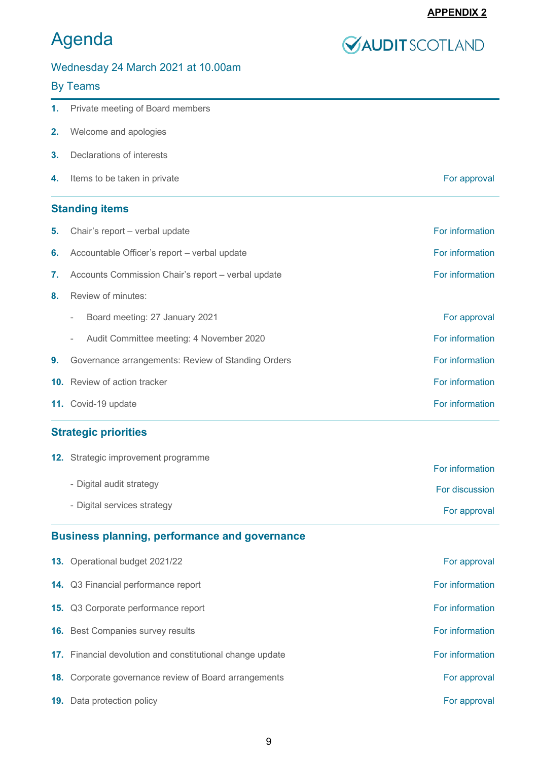**APPENDIX 2**

# Agenda

AUDIT SCOTLAND

Wednesday 24 March 2021 at 10.00am

By Teams

| | | |
|---|---|---|
| **1.** | Private meeting of Board members | |
| **2.** | Welcome and apologies | |
| **3.** | Declarations of interests | |
| **4.** | Items to be taken in private | For approval |

## Standing items

| | | |
|---|---|---|
| **5.** | Chair's report – verbal update | For information |
| **6.** | Accountable Officer's report – verbal update | For information |
| **7.** | Accounts Commission Chair's report – verbal update | For information |
| **8.** | Review of minutes: | |
| | - Board meeting: 27 January 2021 | For approval |
| | - Audit Committee meeting: 4 November 2020 | For information |
| **9.** | Governance arrangements: Review of Standing Orders | For information |
| **10.** | Review of action tracker | For information |
| **11.** | Covid-19 update | For information |

## Strategic priorities

| | | |
|---|---|---|
| **12.** | Strategic improvement programme | For information |
| | - Digital audit strategy | For discussion |
| | - Digital services strategy | For approval |

## Business planning, performance and governance

| | | |
|---|---|---|
| **13.** | Operational budget 2021/22 | For approval |
| **14.** | Q3 Financial performance report | For information |
| **15.** | Q3 Corporate performance report | For information |
| **16.** | Best Companies survey results | For information |
| **17.** | Financial devolution and constitutional change update | For information |
| **18.** | Corporate governance review of Board arrangements | For approval |
| **19.** | Data protection policy | For approval |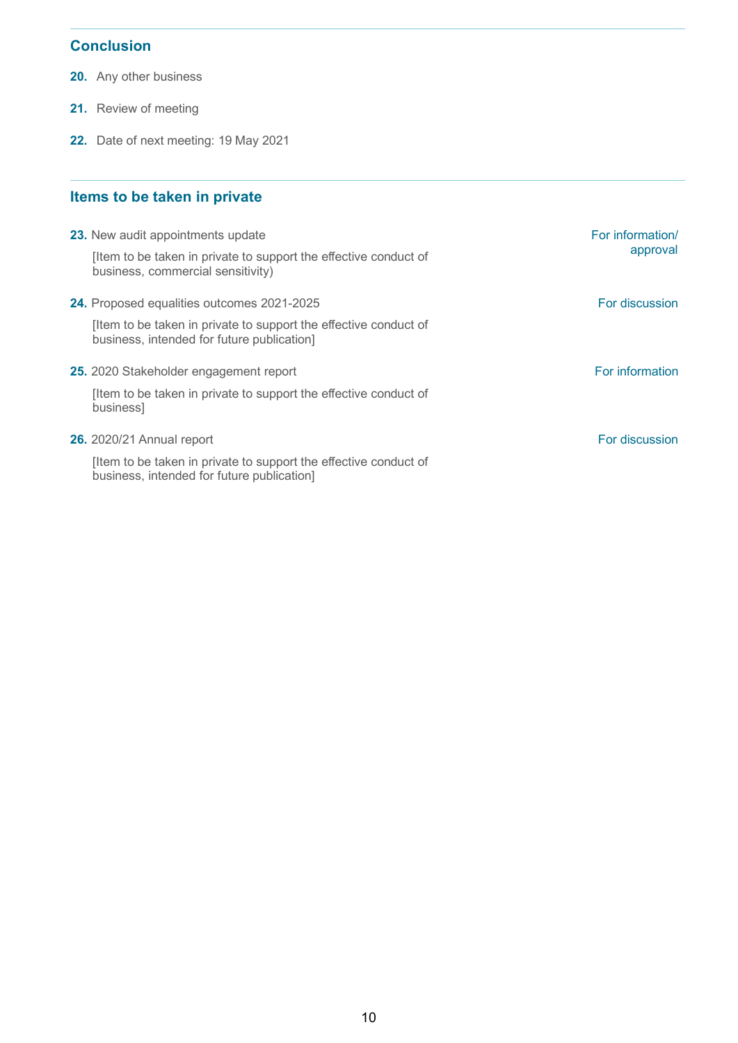## Conclusion

**20.** Any other business

**21.** Review of meeting

**22.** Date of next meeting: 19 May 2021

## Items to be taken in private

**23.** New audit appointments update — For information/ approval

[Item to be taken in private to support the effective conduct of business, commercial sensitivity)

**24.** Proposed equalities outcomes 2021-2025 — For discussion

[Item to be taken in private to support the effective conduct of business, intended for future publication]

**25.** 2020 Stakeholder engagement report — For information

[Item to be taken in private to support the effective conduct of business]

**26.** 2020/21 Annual report — For discussion

[Item to be taken in private to support the effective conduct of business, intended for future publication]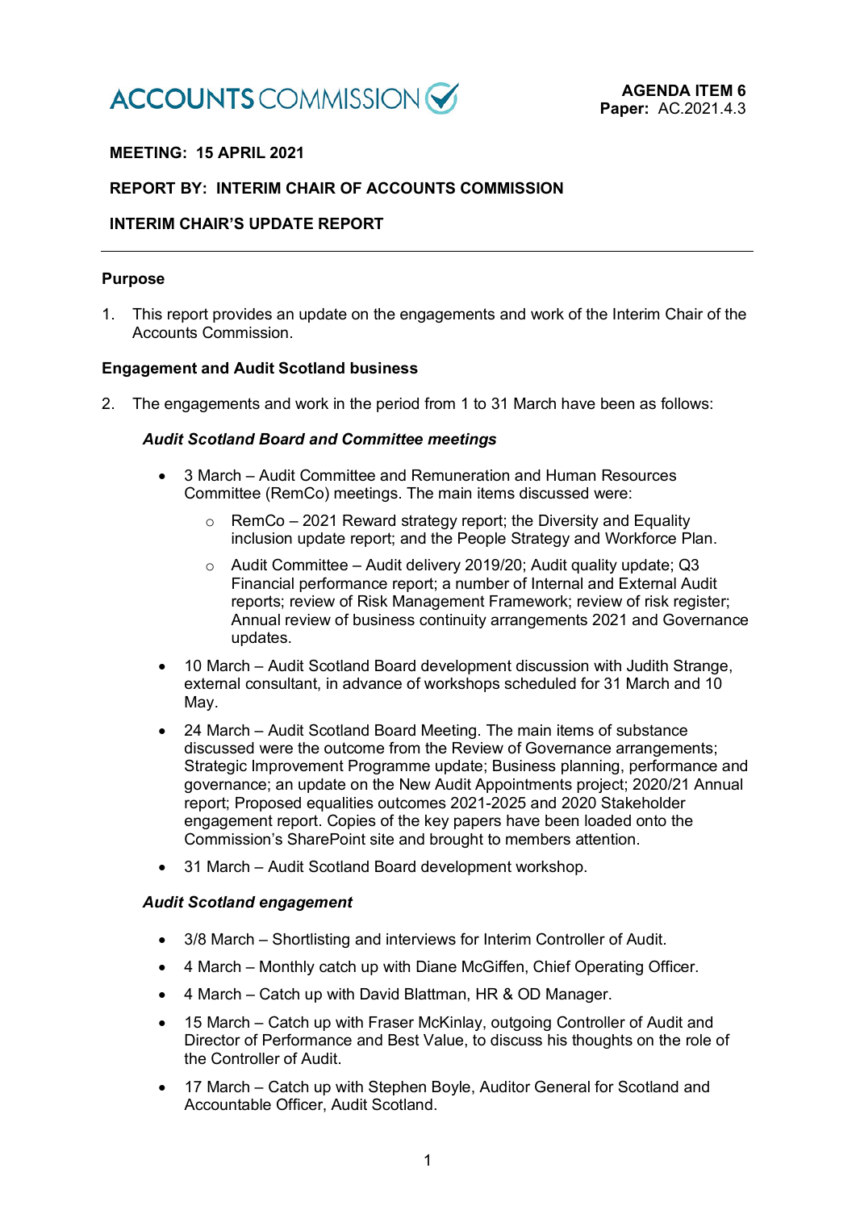ACCOUNTS COMMISSION

**AGENDA ITEM 6**
**Paper:** AC.2021.4.3

**MEETING: 15 APRIL 2021**

**REPORT BY: INTERIM CHAIR OF ACCOUNTS COMMISSION**

**INTERIM CHAIR'S UPDATE REPORT**

---

## Purpose

1. This report provides an update on the engagements and work of the Interim Chair of the Accounts Commission.

## Engagement and Audit Scotland business

2. The engagements and work in the period from 1 to 31 March have been as follows:

***Audit Scotland Board and Committee meetings***

- 3 March – Audit Committee and Remuneration and Human Resources Committee (RemCo) meetings. The main items discussed were:
    - RemCo – 2021 Reward strategy report; the Diversity and Equality inclusion update report; and the People Strategy and Workforce Plan.
    - Audit Committee – Audit delivery 2019/20; Audit quality update; Q3 Financial performance report; a number of Internal and External Audit reports; review of Risk Management Framework; review of risk register; Annual review of business continuity arrangements 2021 and Governance updates.
- 10 March – Audit Scotland Board development discussion with Judith Strange, external consultant, in advance of workshops scheduled for 31 March and 10 May.
- 24 March – Audit Scotland Board Meeting. The main items of substance discussed were the outcome from the Review of Governance arrangements; Strategic Improvement Programme update; Business planning, performance and governance; an update on the New Audit Appointments project; 2020/21 Annual report; Proposed equalities outcomes 2021-2025 and 2020 Stakeholder engagement report. Copies of the key papers have been loaded onto the Commission's SharePoint site and brought to members attention.
- 31 March – Audit Scotland Board development workshop.

***Audit Scotland engagement***

- 3/8 March – Shortlisting and interviews for Interim Controller of Audit.
- 4 March – Monthly catch up with Diane McGiffen, Chief Operating Officer.
- 4 March – Catch up with David Blattman, HR & OD Manager.
- 15 March – Catch up with Fraser McKinlay, outgoing Controller of Audit and Director of Performance and Best Value, to discuss his thoughts on the role of the Controller of Audit.
- 17 March – Catch up with Stephen Boyle, Auditor General for Scotland and Accountable Officer, Audit Scotland.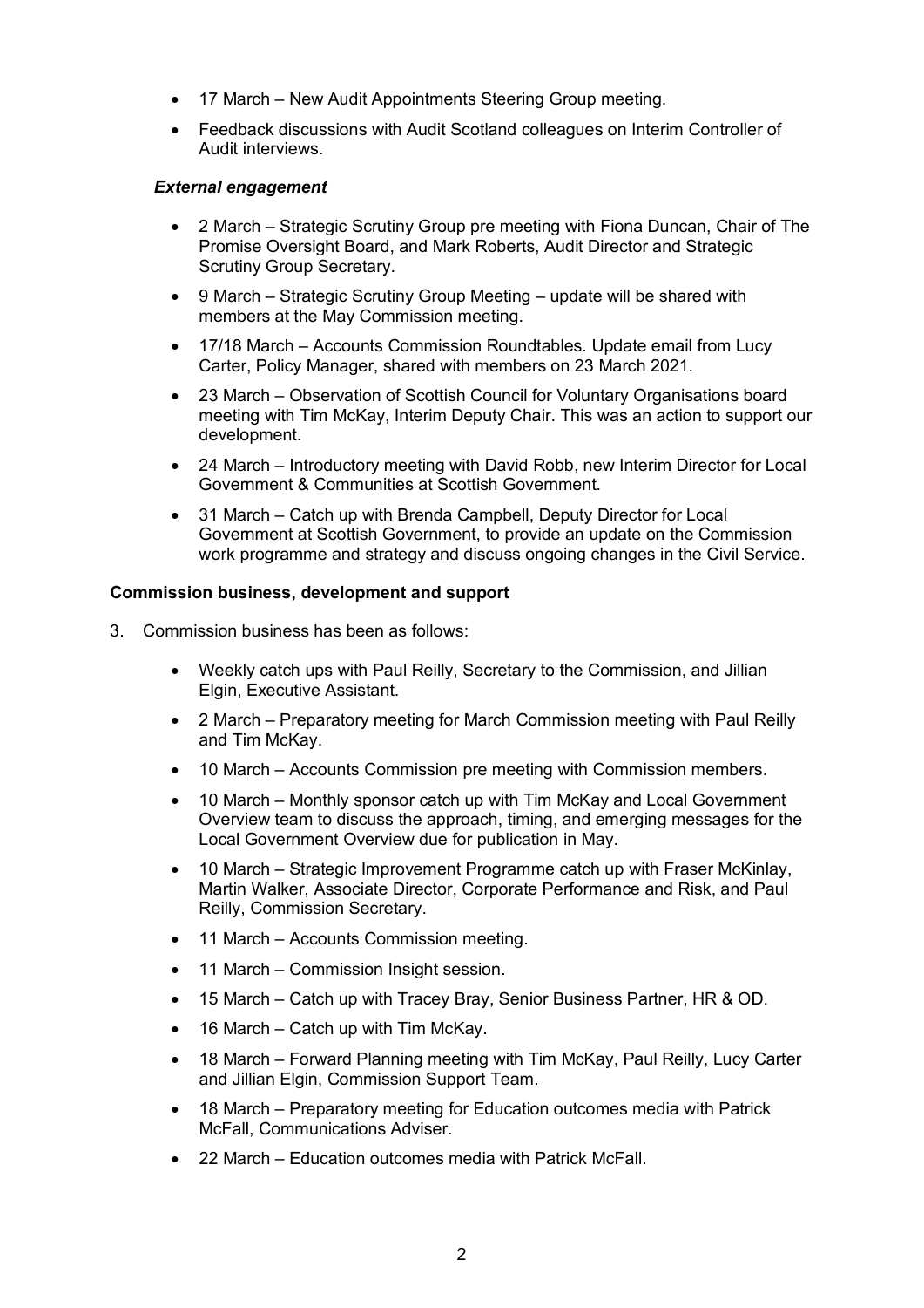- 17 March – New Audit Appointments Steering Group meeting.
- Feedback discussions with Audit Scotland colleagues on Interim Controller of Audit interviews.

***External engagement***

- 2 March – Strategic Scrutiny Group pre meeting with Fiona Duncan, Chair of The Promise Oversight Board, and Mark Roberts, Audit Director and Strategic Scrutiny Group Secretary.
- 9 March – Strategic Scrutiny Group Meeting – update will be shared with members at the May Commission meeting.
- 17/18 March – Accounts Commission Roundtables. Update email from Lucy Carter, Policy Manager, shared with members on 23 March 2021.
- 23 March – Observation of Scottish Council for Voluntary Organisations board meeting with Tim McKay, Interim Deputy Chair. This was an action to support our development.
- 24 March – Introductory meeting with David Robb, new Interim Director for Local Government & Communities at Scottish Government.
- 31 March – Catch up with Brenda Campbell, Deputy Director for Local Government at Scottish Government, to provide an update on the Commission work programme and strategy and discuss ongoing changes in the Civil Service.

**Commission business, development and support**

3. Commission business has been as follows:

    - Weekly catch ups with Paul Reilly, Secretary to the Commission, and Jillian Elgin, Executive Assistant.
    - 2 March – Preparatory meeting for March Commission meeting with Paul Reilly and Tim McKay.
    - 10 March – Accounts Commission pre meeting with Commission members.
    - 10 March – Monthly sponsor catch up with Tim McKay and Local Government Overview team to discuss the approach, timing, and emerging messages for the Local Government Overview due for publication in May.
    - 10 March – Strategic Improvement Programme catch up with Fraser McKinlay, Martin Walker, Associate Director, Corporate Performance and Risk, and Paul Reilly, Commission Secretary.
    - 11 March – Accounts Commission meeting.
    - 11 March – Commission Insight session.
    - 15 March – Catch up with Tracey Bray, Senior Business Partner, HR & OD.
    - 16 March – Catch up with Tim McKay.
    - 18 March – Forward Planning meeting with Tim McKay, Paul Reilly, Lucy Carter and Jillian Elgin, Commission Support Team.
    - 18 March – Preparatory meeting for Education outcomes media with Patrick McFall, Communications Adviser.
    - 22 March – Education outcomes media with Patrick McFall.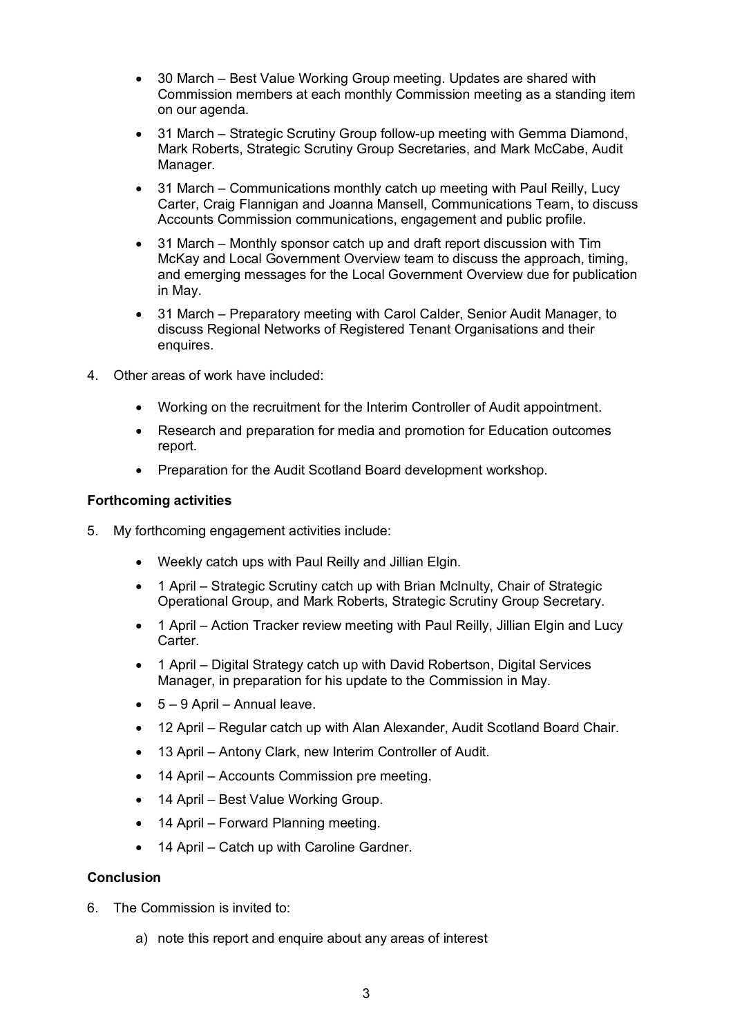- 30 March – Best Value Working Group meeting. Updates are shared with Commission members at each monthly Commission meeting as a standing item on our agenda.
- 31 March – Strategic Scrutiny Group follow-up meeting with Gemma Diamond, Mark Roberts, Strategic Scrutiny Group Secretaries, and Mark McCabe, Audit Manager.
- 31 March – Communications monthly catch up meeting with Paul Reilly, Lucy Carter, Craig Flannigan and Joanna Mansell, Communications Team, to discuss Accounts Commission communications, engagement and public profile.
- 31 March – Monthly sponsor catch up and draft report discussion with Tim McKay and Local Government Overview team to discuss the approach, timing, and emerging messages for the Local Government Overview due for publication in May.
- 31 March – Preparatory meeting with Carol Calder, Senior Audit Manager, to discuss Regional Networks of Registered Tenant Organisations and their enquires.

4. Other areas of work have included:

   - Working on the recruitment for the Interim Controller of Audit appointment.
   - Research and preparation for media and promotion for Education outcomes report.
   - Preparation for the Audit Scotland Board development workshop.

**Forthcoming activities**

5. My forthcoming engagement activities include:

   - Weekly catch ups with Paul Reilly and Jillian Elgin.
   - 1 April – Strategic Scrutiny catch up with Brian McInulty, Chair of Strategic Operational Group, and Mark Roberts, Strategic Scrutiny Group Secretary.
   - 1 April – Action Tracker review meeting with Paul Reilly, Jillian Elgin and Lucy Carter.
   - 1 April – Digital Strategy catch up with David Robertson, Digital Services Manager, in preparation for his update to the Commission in May.
   - 5 – 9 April – Annual leave.
   - 12 April – Regular catch up with Alan Alexander, Audit Scotland Board Chair.
   - 13 April – Antony Clark, new Interim Controller of Audit.
   - 14 April – Accounts Commission pre meeting.
   - 14 April – Best Value Working Group.
   - 14 April – Forward Planning meeting.
   - 14 April – Catch up with Caroline Gardner.

**Conclusion**

6. The Commission is invited to:

   a) note this report and enquire about any areas of interest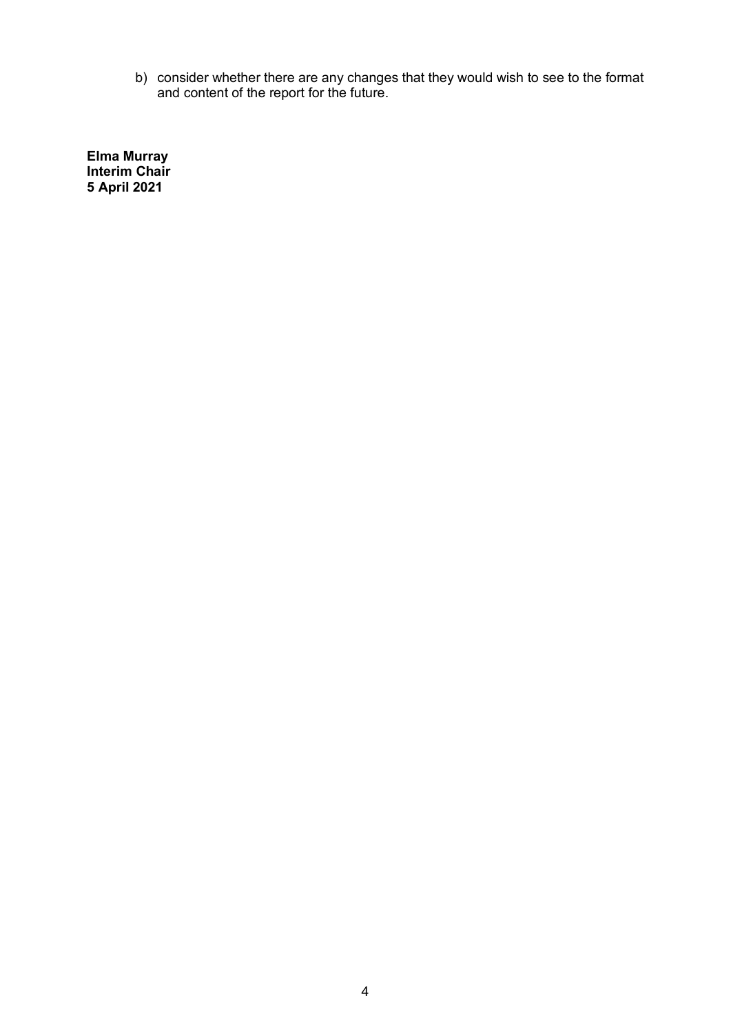b) consider whether there are any changes that they would wish to see to the format and content of the report for the future.

**Elma Murray**
**Interim Chair**
**5 April 2021**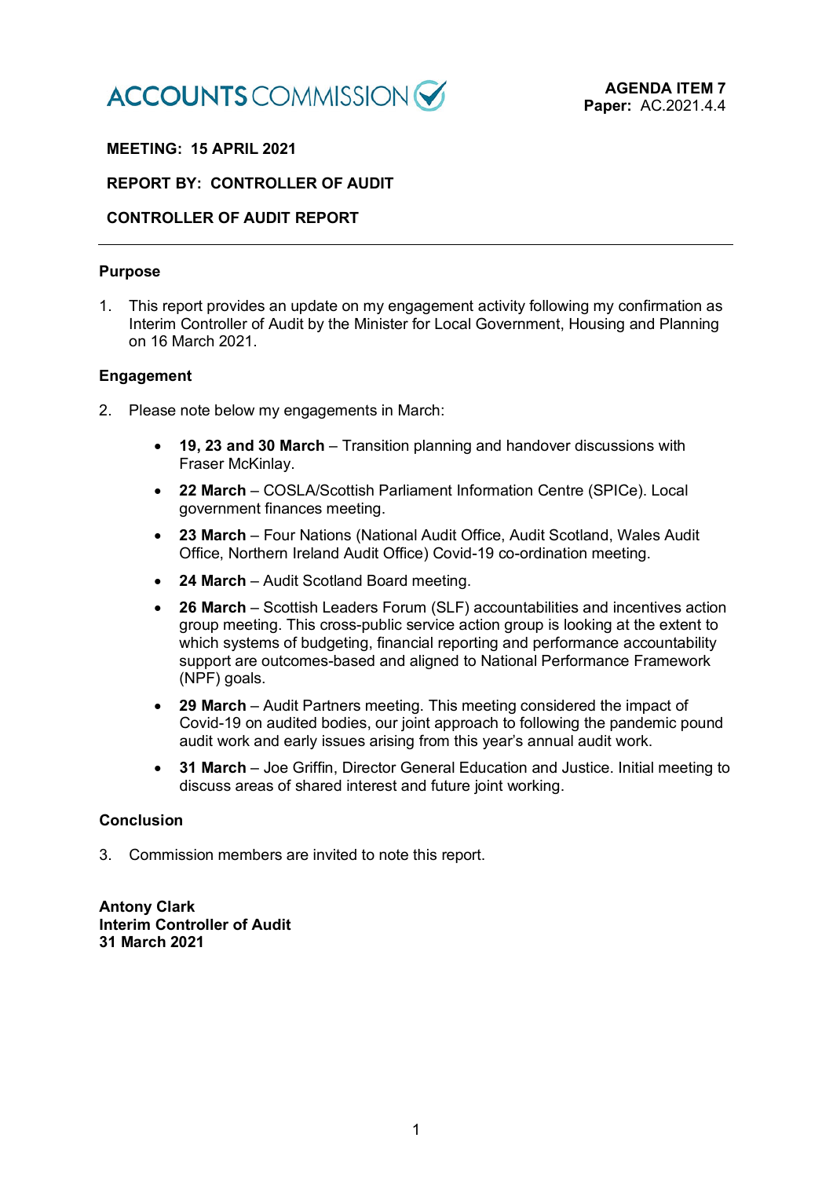ACCOUNTS COMMISSION

**AGENDA ITEM 7**
**Paper:** AC.2021.4.4

**MEETING: 15 APRIL 2021**

**REPORT BY: CONTROLLER OF AUDIT**

**CONTROLLER OF AUDIT REPORT**

---

**Purpose**

1. This report provides an update on my engagement activity following my confirmation as Interim Controller of Audit by the Minister for Local Government, Housing and Planning on 16 March 2021.

**Engagement**

2. Please note below my engagements in March:

   - **19, 23 and 30 March** – Transition planning and handover discussions with Fraser McKinlay.
   - **22 March** – COSLA/Scottish Parliament Information Centre (SPICe). Local government finances meeting.
   - **23 March** – Four Nations (National Audit Office, Audit Scotland, Wales Audit Office, Northern Ireland Audit Office) Covid-19 co-ordination meeting.
   - **24 March** – Audit Scotland Board meeting.
   - **26 March** – Scottish Leaders Forum (SLF) accountabilities and incentives action group meeting. This cross-public service action group is looking at the extent to which systems of budgeting, financial reporting and performance accountability support are outcomes-based and aligned to National Performance Framework (NPF) goals.
   - **29 March** – Audit Partners meeting. This meeting considered the impact of Covid-19 on audited bodies, our joint approach to following the pandemic pound audit work and early issues arising from this year's annual audit work.
   - **31 March** – Joe Griffin, Director General Education and Justice. Initial meeting to discuss areas of shared interest and future joint working.

**Conclusion**

3. Commission members are invited to note this report.

**Antony Clark**
**Interim Controller of Audit**
**31 March 2021**